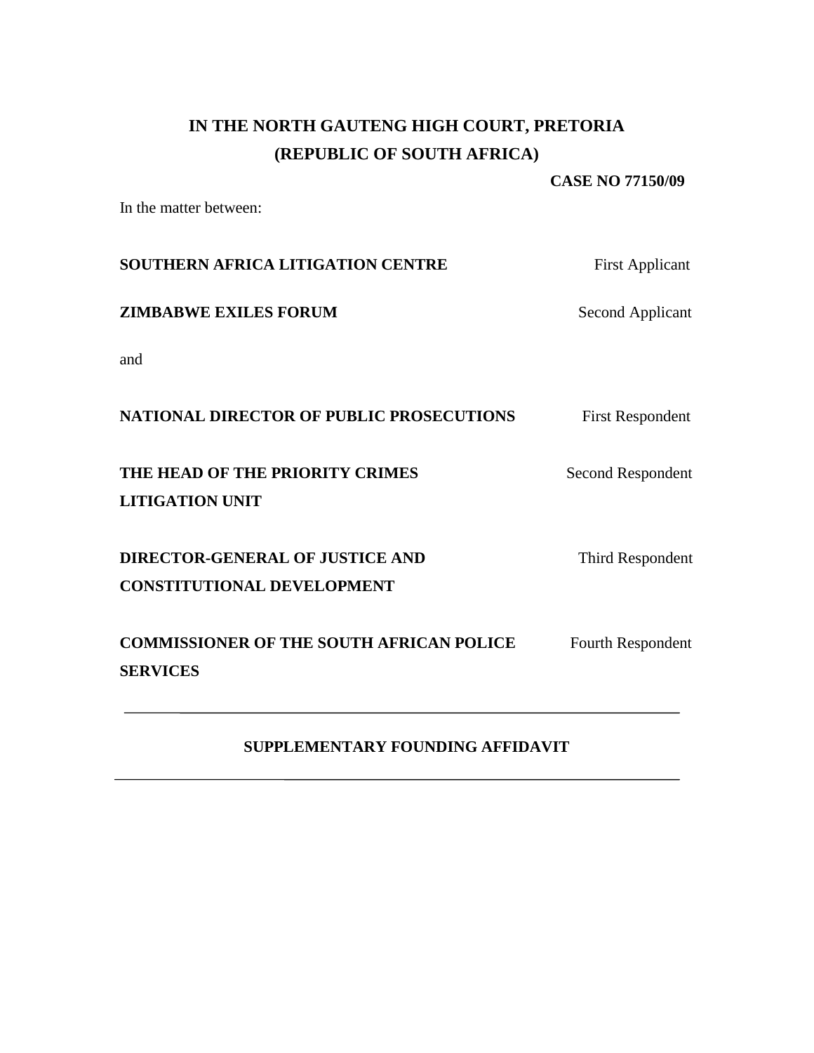**IN THE NORTH GAUTENG HIGH COURT, PRETORIA**
**(REPUBLIC OF SOUTH AFRICA)**

**CASE NO 77150/09**

In the matter between:

**SOUTHERN AFRICA LITIGATION CENTRE** First Applicant

**ZIMBABWE EXILES FORUM** Second Applicant

and

**NATIONAL DIRECTOR OF PUBLIC PROSECUTIONS** First Respondent

**THE HEAD OF THE PRIORITY CRIMES LITIGATION UNIT** Second Respondent

**DIRECTOR-GENERAL OF JUSTICE AND CONSTITUTIONAL DEVELOPMENT** Third Respondent

**COMMISSIONER OF THE SOUTH AFRICAN POLICE SERVICES** Fourth Respondent

---

**SUPPLEMENTARY FOUNDING AFFIDAVIT**

---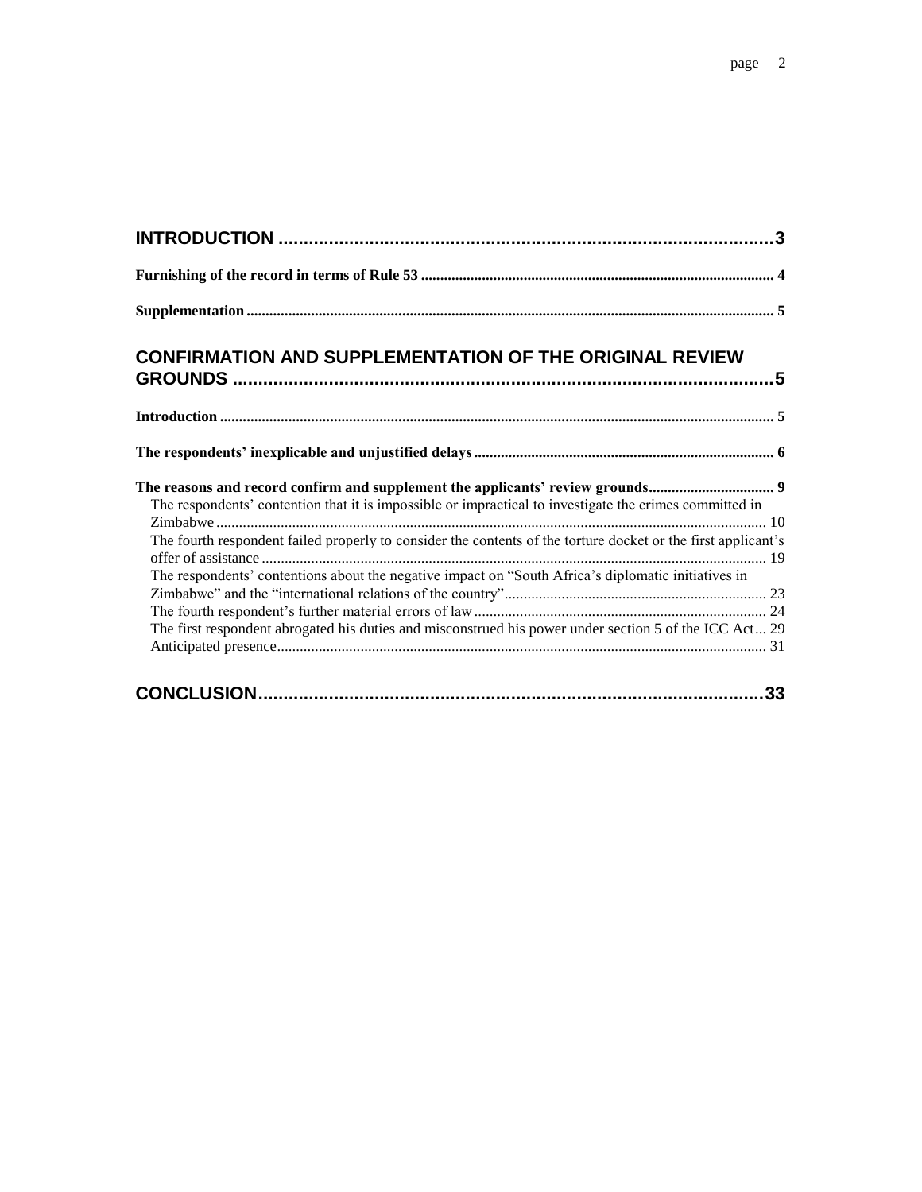**INTRODUCTION** .......... 3

**Furnishing of the record in terms of Rule 53** .......... 4

**Supplementation** .......... 5

**CONFIRMATION AND SUPPLEMENTATION OF THE ORIGINAL REVIEW GROUNDS** .......... 5

**Introduction** .......... 5

**The respondents' inexplicable and unjustified delays** .......... 6

**The reasons and record confirm and supplement the applicants' review grounds** .......... 9

- The respondents' contention that it is impossible or impractical to investigate the crimes committed in Zimbabwe .......... 10
- The fourth respondent failed properly to consider the contents of the torture docket or the first applicant's offer of assistance .......... 19
- The respondents' contentions about the negative impact on "South Africa's diplomatic initiatives in Zimbabwe" and the "international relations of the country" .......... 23
- The fourth respondent's further material errors of law .......... 24
- The first respondent abrogated his duties and misconstrued his power under section 5 of the ICC Act .......... 29
- Anticipated presence .......... 31

**CONCLUSION** .......... 33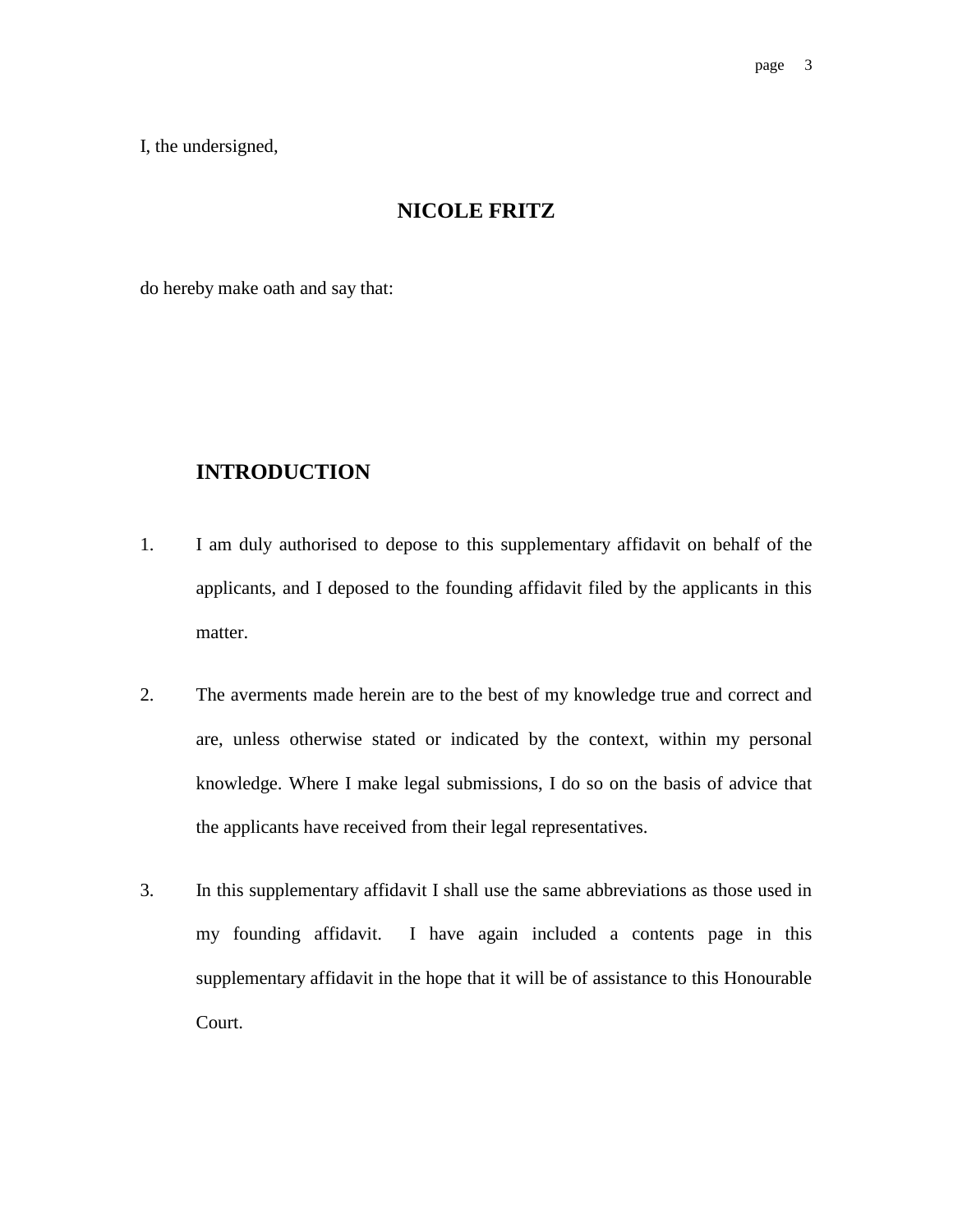I, the undersigned,

**NICOLE FRITZ**

do hereby make oath and say that:

## INTRODUCTION

1. I am duly authorised to depose to this supplementary affidavit on behalf of the applicants, and I deposed to the founding affidavit filed by the applicants in this matter.

2. The averments made herein are to the best of my knowledge true and correct and are, unless otherwise stated or indicated by the context, within my personal knowledge. Where I make legal submissions, I do so on the basis of advice that the applicants have received from their legal representatives.

3. In this supplementary affidavit I shall use the same abbreviations as those used in my founding affidavit. I have again included a contents page in this supplementary affidavit in the hope that it will be of assistance to this Honourable Court.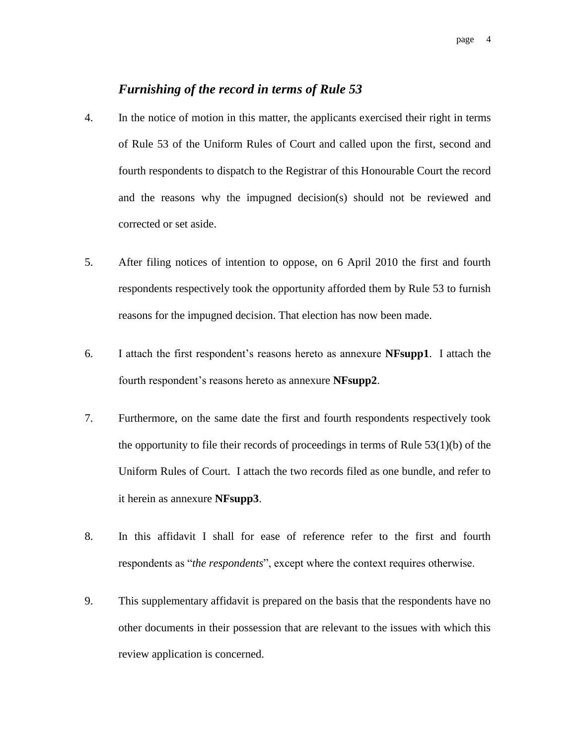### ***Furnishing of the record in terms of Rule 53***

4. In the notice of motion in this matter, the applicants exercised their right in terms of Rule 53 of the Uniform Rules of Court and called upon the first, second and fourth respondents to dispatch to the Registrar of this Honourable Court the record and the reasons why the impugned decision(s) should not be reviewed and corrected or set aside.

5. After filing notices of intention to oppose, on 6 April 2010 the first and fourth respondents respectively took the opportunity afforded them by Rule 53 to furnish reasons for the impugned decision. That election has now been made.

6. I attach the first respondent's reasons hereto as annexure **NFsupp1**. I attach the fourth respondent's reasons hereto as annexure **NFsupp2**.

7. Furthermore, on the same date the first and fourth respondents respectively took the opportunity to file their records of proceedings in terms of Rule 53(1)(b) of the Uniform Rules of Court. I attach the two records filed as one bundle, and refer to it herein as annexure **NFsupp3**.

8. In this affidavit I shall for ease of reference refer to the first and fourth respondents as "*the respondents*", except where the context requires otherwise.

9. This supplementary affidavit is prepared on the basis that the respondents have no other documents in their possession that are relevant to the issues with which this review application is concerned.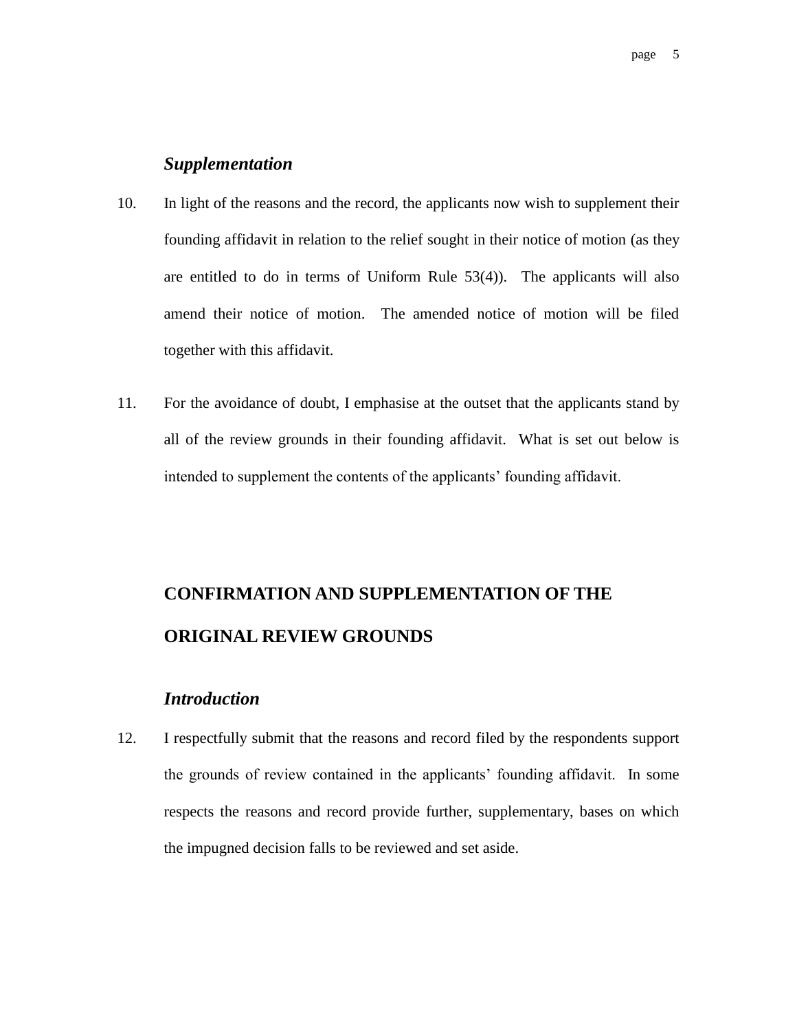### *Supplementation*

10. In light of the reasons and the record, the applicants now wish to supplement their founding affidavit in relation to the relief sought in their notice of motion (as they are entitled to do in terms of Uniform Rule 53(4)). The applicants will also amend their notice of motion. The amended notice of motion will be filed together with this affidavit.

11. For the avoidance of doubt, I emphasise at the outset that the applicants stand by all of the review grounds in their founding affidavit. What is set out below is intended to supplement the contents of the applicants' founding affidavit.

## CONFIRMATION AND SUPPLEMENTATION OF THE ORIGINAL REVIEW GROUNDS

### *Introduction*

12. I respectfully submit that the reasons and record filed by the respondents support the grounds of review contained in the applicants' founding affidavit. In some respects the reasons and record provide further, supplementary, bases on which the impugned decision falls to be reviewed and set aside.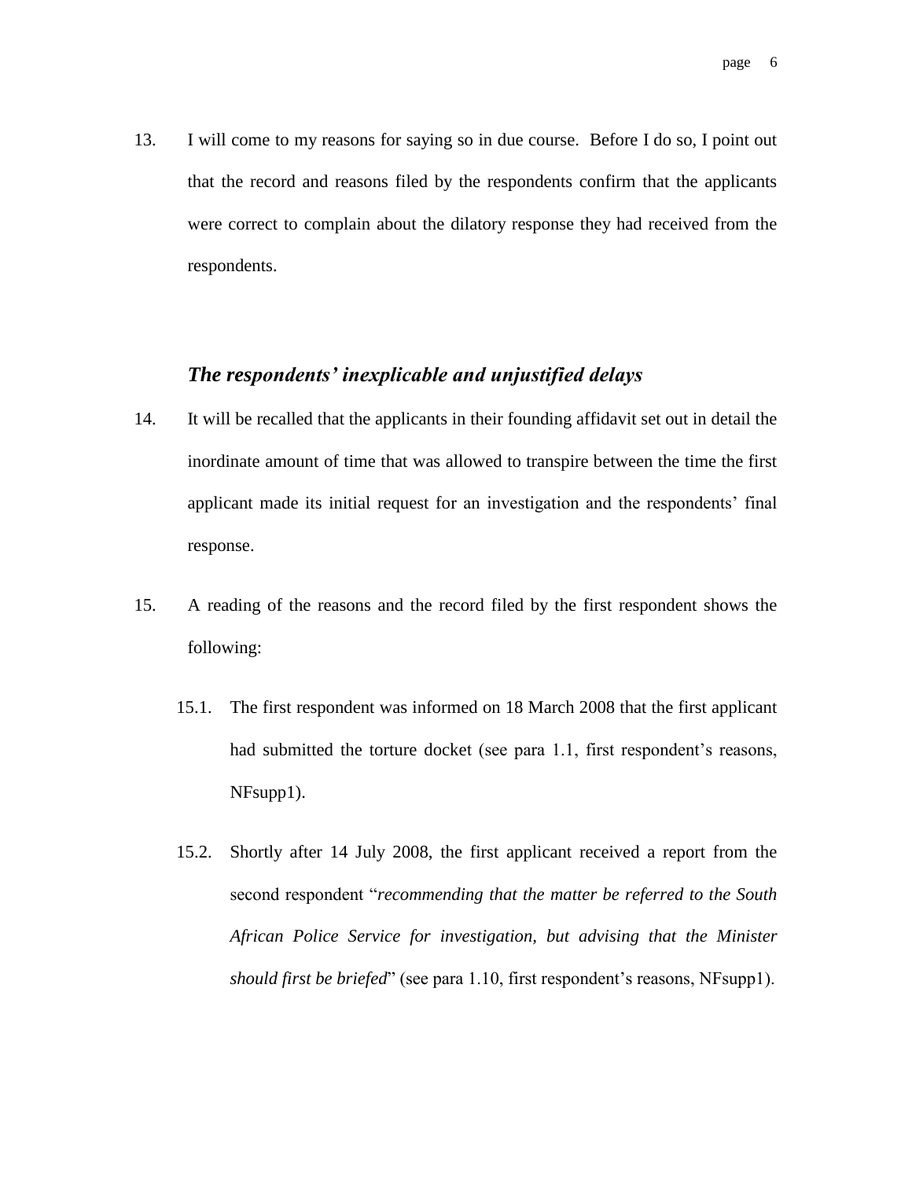13. I will come to my reasons for saying so in due course. Before I do so, I point out that the record and reasons filed by the respondents confirm that the applicants were correct to complain about the dilatory response they had received from the respondents.

### *The respondents' inexplicable and unjustified delays*

14. It will be recalled that the applicants in their founding affidavit set out in detail the inordinate amount of time that was allowed to transpire between the time the first applicant made its initial request for an investigation and the respondents' final response.

15. A reading of the reasons and the record filed by the first respondent shows the following:

    15.1. The first respondent was informed on 18 March 2008 that the first applicant had submitted the torture docket (see para 1.1, first respondent's reasons, NFsupp1).

    15.2. Shortly after 14 July 2008, the first applicant received a report from the second respondent "*recommending that the matter be referred to the South African Police Service for investigation, but advising that the Minister should first be briefed*" (see para 1.10, first respondent's reasons, NFsupp1).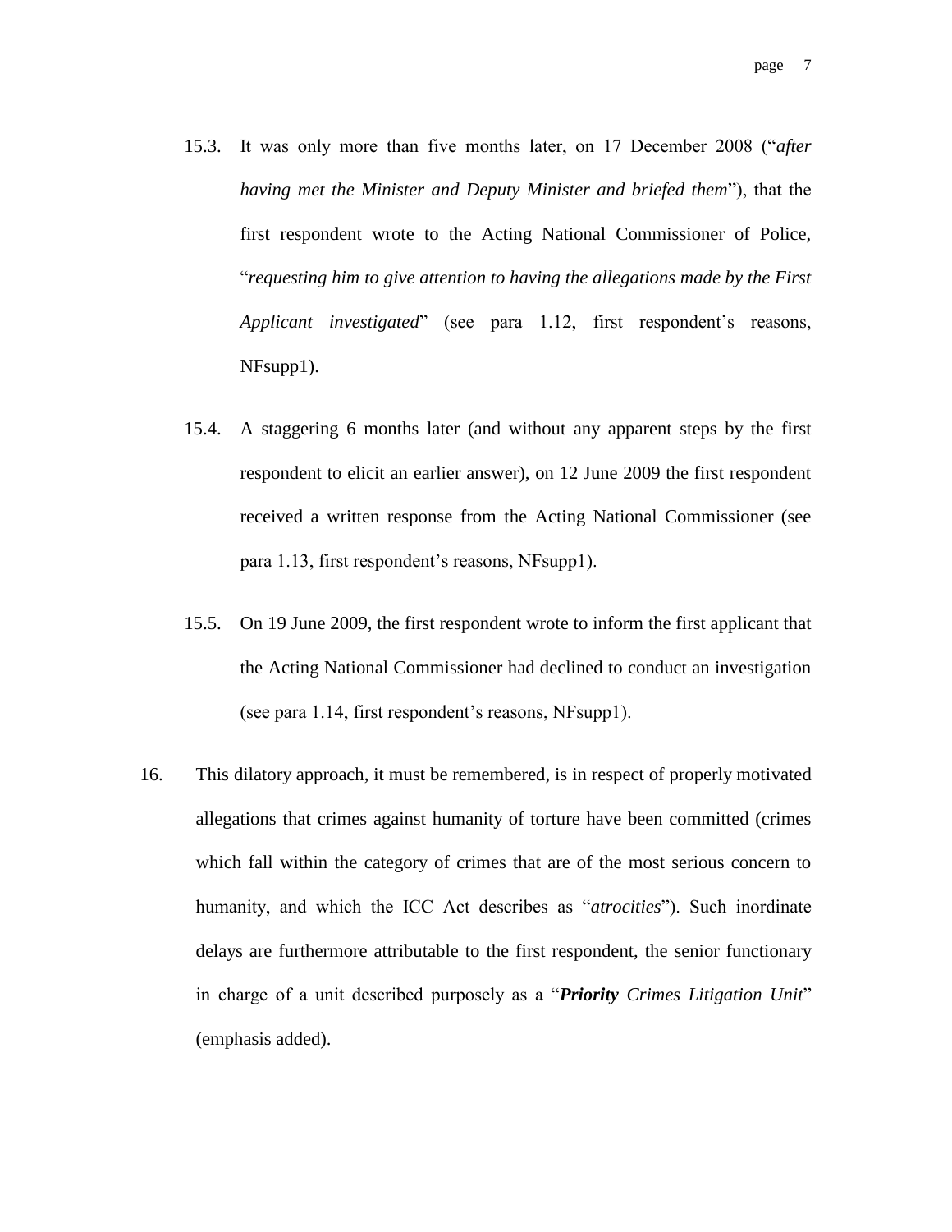15.3. It was only more than five months later, on 17 December 2008 ("*after having met the Minister and Deputy Minister and briefed them*"), that the first respondent wrote to the Acting National Commissioner of Police, "*requesting him to give attention to having the allegations made by the First Applicant investigated*" (see para 1.12, first respondent's reasons, NFsupp1).

15.4. A staggering 6 months later (and without any apparent steps by the first respondent to elicit an earlier answer), on 12 June 2009 the first respondent received a written response from the Acting National Commissioner (see para 1.13, first respondent's reasons, NFsupp1).

15.5. On 19 June 2009, the first respondent wrote to inform the first applicant that the Acting National Commissioner had declined to conduct an investigation (see para 1.14, first respondent's reasons, NFsupp1).

16. This dilatory approach, it must be remembered, is in respect of properly motivated allegations that crimes against humanity of torture have been committed (crimes which fall within the category of crimes that are of the most serious concern to humanity, and which the ICC Act describes as "*atrocities*"). Such inordinate delays are furthermore attributable to the first respondent, the senior functionary in charge of a unit described purposely as a "***Priority** Crimes Litigation Unit*" (emphasis added).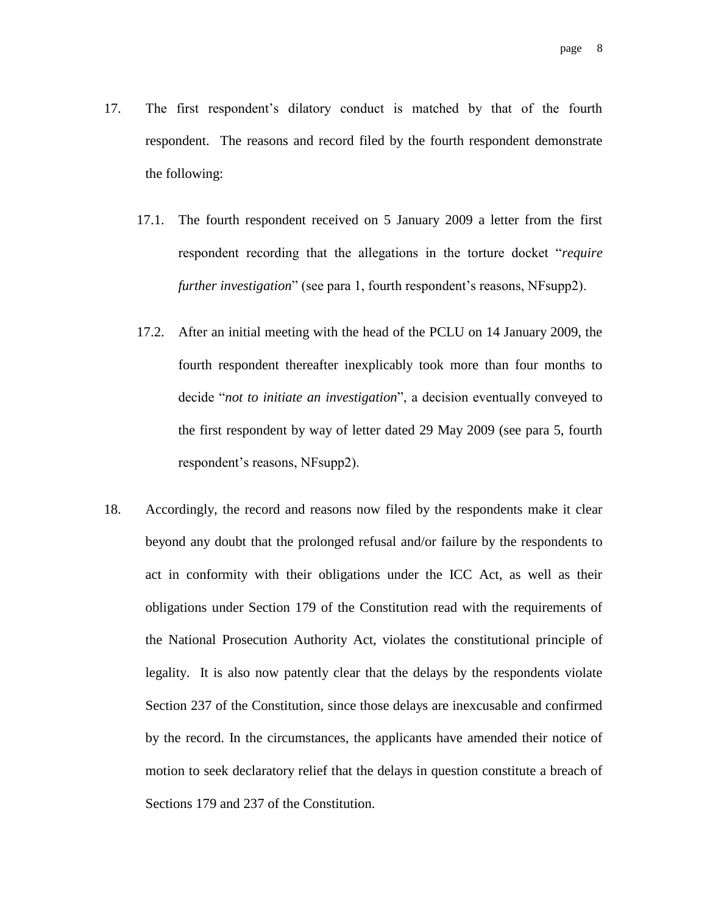17. The first respondent's dilatory conduct is matched by that of the fourth respondent. The reasons and record filed by the fourth respondent demonstrate the following:

    17.1. The fourth respondent received on 5 January 2009 a letter from the first respondent recording that the allegations in the torture docket "*require further investigation*" (see para 1, fourth respondent's reasons, NFsupp2).

    17.2. After an initial meeting with the head of the PCLU on 14 January 2009, the fourth respondent thereafter inexplicably took more than four months to decide "*not to initiate an investigation*", a decision eventually conveyed to the first respondent by way of letter dated 29 May 2009 (see para 5, fourth respondent's reasons, NFsupp2).

18. Accordingly, the record and reasons now filed by the respondents make it clear beyond any doubt that the prolonged refusal and/or failure by the respondents to act in conformity with their obligations under the ICC Act, as well as their obligations under Section 179 of the Constitution read with the requirements of the National Prosecution Authority Act, violates the constitutional principle of legality. It is also now patently clear that the delays by the respondents violate Section 237 of the Constitution, since those delays are inexcusable and confirmed by the record. In the circumstances, the applicants have amended their notice of motion to seek declaratory relief that the delays in question constitute a breach of Sections 179 and 237 of the Constitution.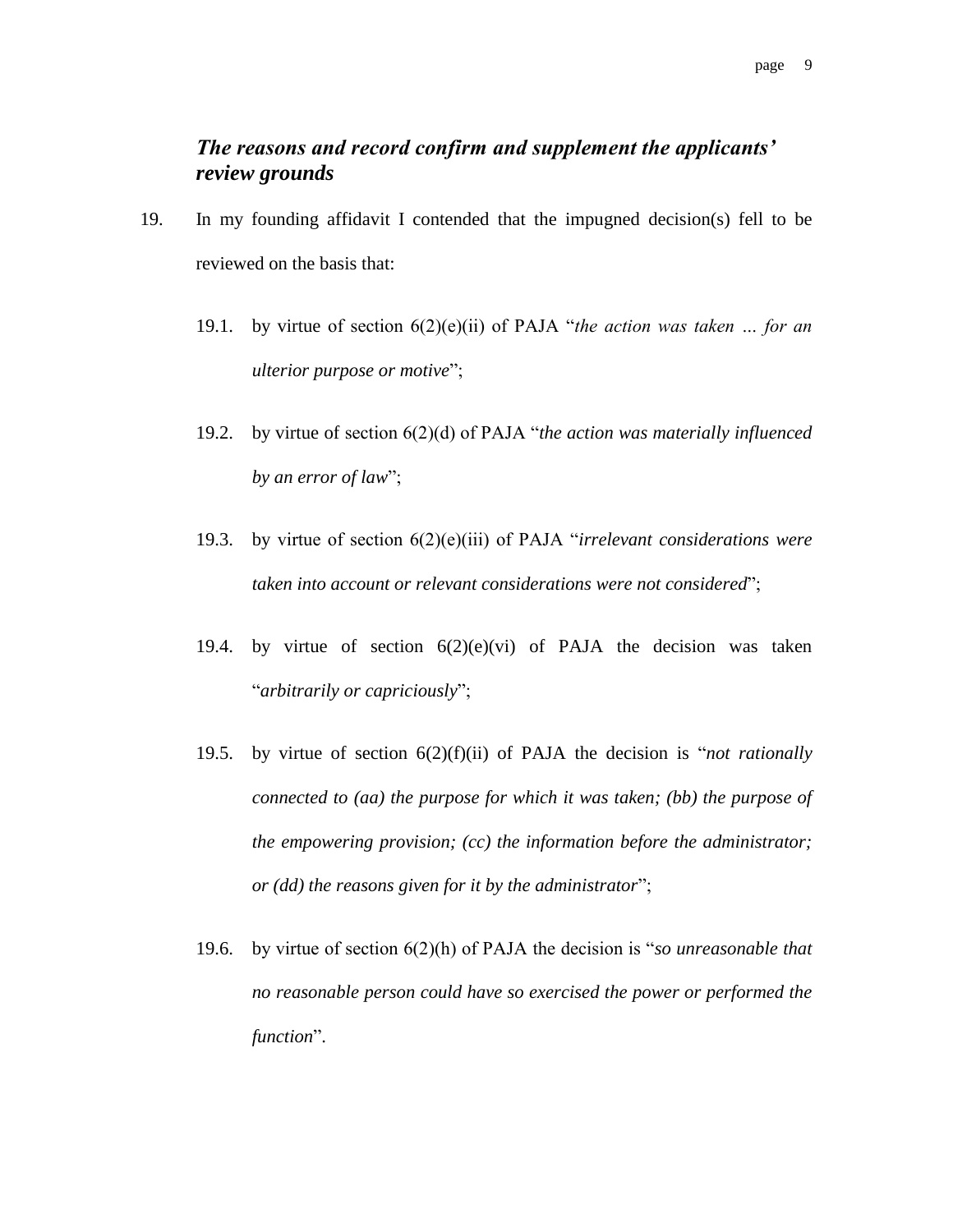### ***The reasons and record confirm and supplement the applicants' review grounds***

19. In my founding affidavit I contended that the impugned decision(s) fell to be reviewed on the basis that:

    19.1. by virtue of section 6(2)(e)(ii) of PAJA "*the action was taken … for an ulterior purpose or motive*";

    19.2. by virtue of section 6(2)(d) of PAJA "*the action was materially influenced by an error of law*";

    19.3. by virtue of section 6(2)(e)(iii) of PAJA "*irrelevant considerations were taken into account or relevant considerations were not considered*";

    19.4. by virtue of section 6(2)(e)(vi) of PAJA the decision was taken "*arbitrarily or capriciously*";

    19.5. by virtue of section 6(2)(f)(ii) of PAJA the decision is "*not rationally connected to (aa) the purpose for which it was taken; (bb) the purpose of the empowering provision; (cc) the information before the administrator; or (dd) the reasons given for it by the administrator*";

    19.6. by virtue of section 6(2)(h) of PAJA the decision is "*so unreasonable that no reasonable person could have so exercised the power or performed the function*".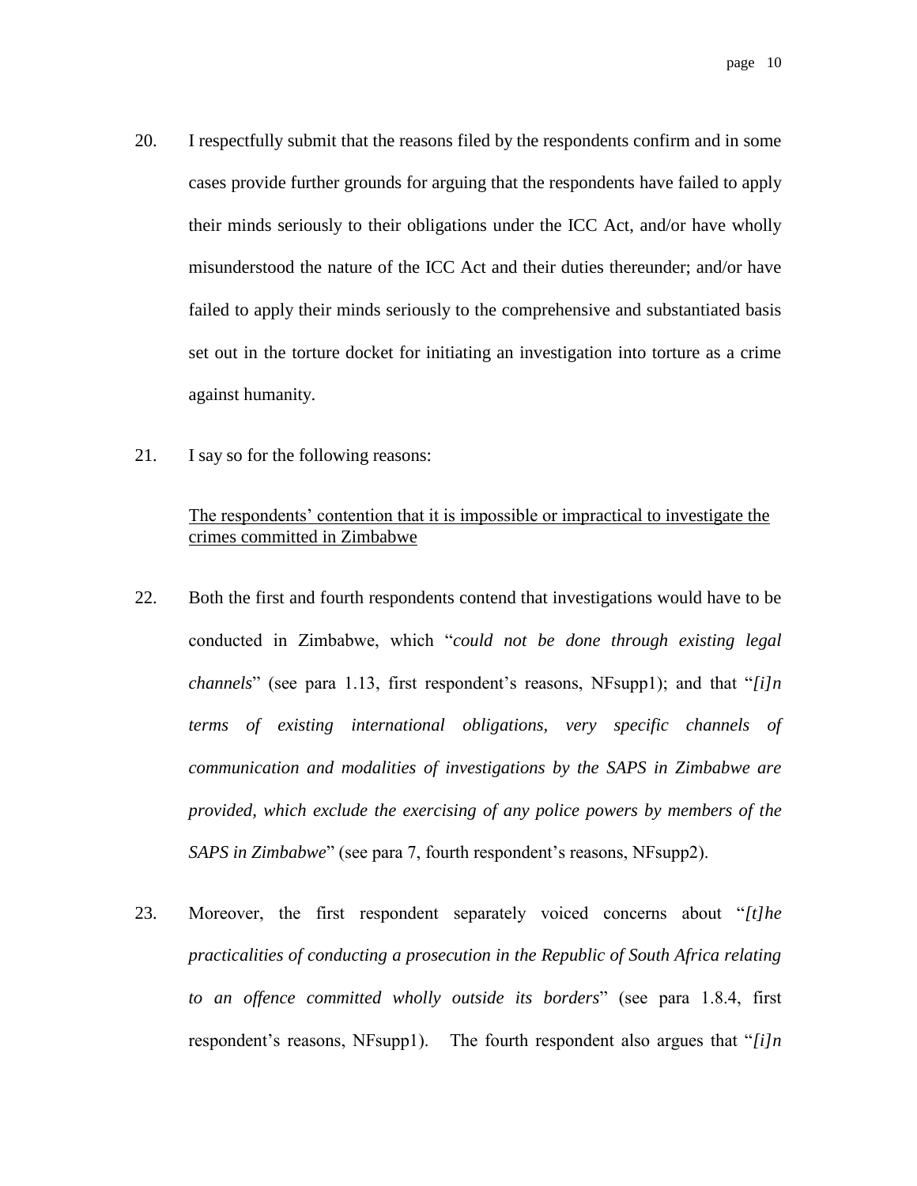20. I respectfully submit that the reasons filed by the respondents confirm and in some cases provide further grounds for arguing that the respondents have failed to apply their minds seriously to their obligations under the ICC Act, and/or have wholly misunderstood the nature of the ICC Act and their duties thereunder; and/or have failed to apply their minds seriously to the comprehensive and substantiated basis set out in the torture docket for initiating an investigation into torture as a crime against humanity.

21. I say so for the following reasons:

<u>The respondents' contention that it is impossible or impractical to investigate the crimes committed in Zimbabwe</u>

22. Both the first and fourth respondents contend that investigations would have to be conducted in Zimbabwe, which "*could not be done through existing legal channels*" (see para 1.13, first respondent's reasons, NFsupp1); and that "*[i]n terms of existing international obligations, very specific channels of communication and modalities of investigations by the SAPS in Zimbabwe are provided, which exclude the exercising of any police powers by members of the SAPS in Zimbabwe*" (see para 7, fourth respondent's reasons, NFsupp2).

23. Moreover, the first respondent separately voiced concerns about "*[t]he practicalities of conducting a prosecution in the Republic of South Africa relating to an offence committed wholly outside its borders*" (see para 1.8.4, first respondent's reasons, NFsupp1). The fourth respondent also argues that "*[i]n*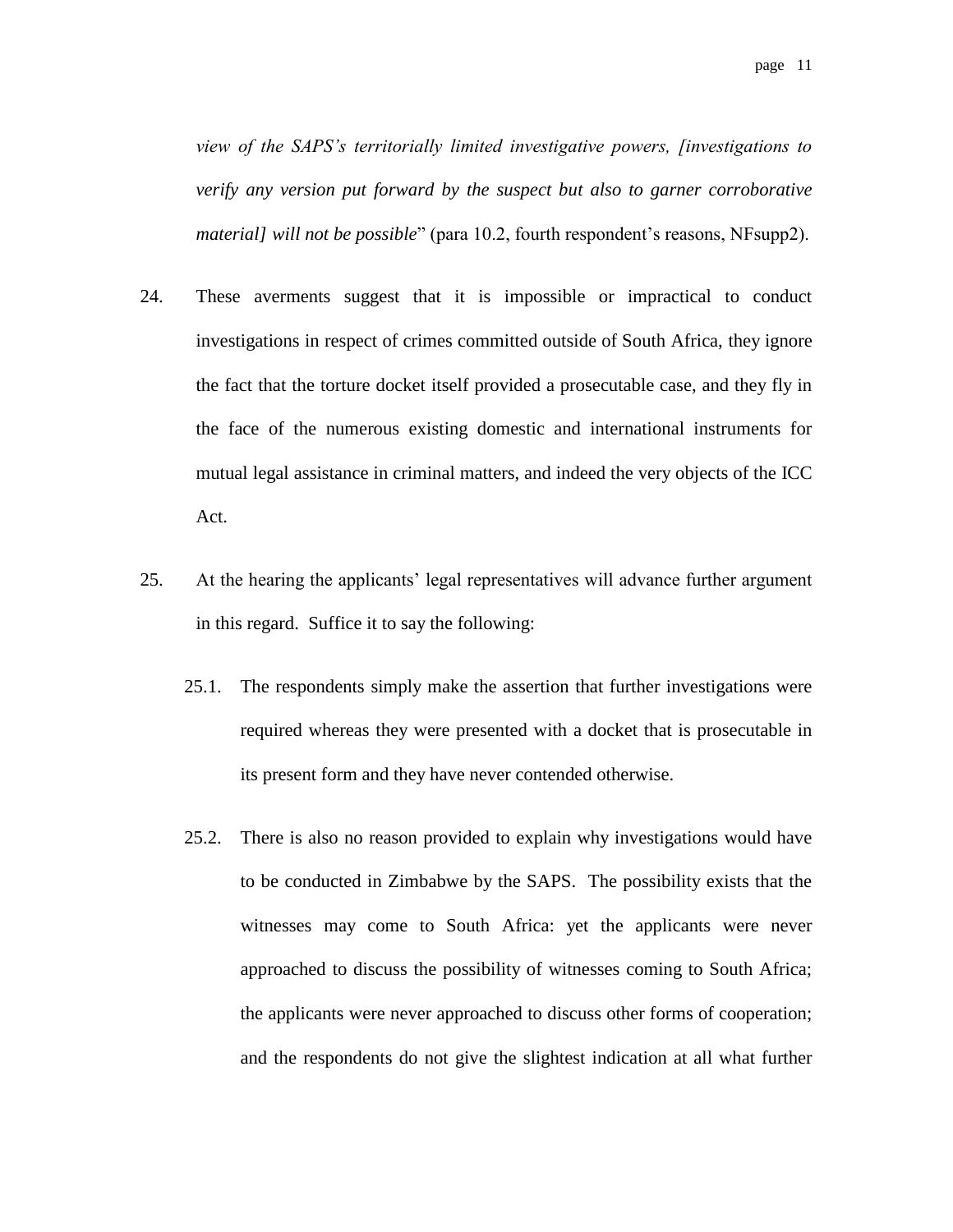*view of the SAPS's territorially limited investigative powers, [investigations to verify any version put forward by the suspect but also to garner corroborative material] will not be possible*" (para 10.2, fourth respondent's reasons, NFsupp2).

24. These averments suggest that it is impossible or impractical to conduct investigations in respect of crimes committed outside of South Africa, they ignore the fact that the torture docket itself provided a prosecutable case, and they fly in the face of the numerous existing domestic and international instruments for mutual legal assistance in criminal matters, and indeed the very objects of the ICC Act.

25. At the hearing the applicants' legal representatives will advance further argument in this regard. Suffice it to say the following:

    25.1. The respondents simply make the assertion that further investigations were required whereas they were presented with a docket that is prosecutable in its present form and they have never contended otherwise.

    25.2. There is also no reason provided to explain why investigations would have to be conducted in Zimbabwe by the SAPS. The possibility exists that the witnesses may come to South Africa: yet the applicants were never approached to discuss the possibility of witnesses coming to South Africa; the applicants were never approached to discuss other forms of cooperation; and the respondents do not give the slightest indication at all what further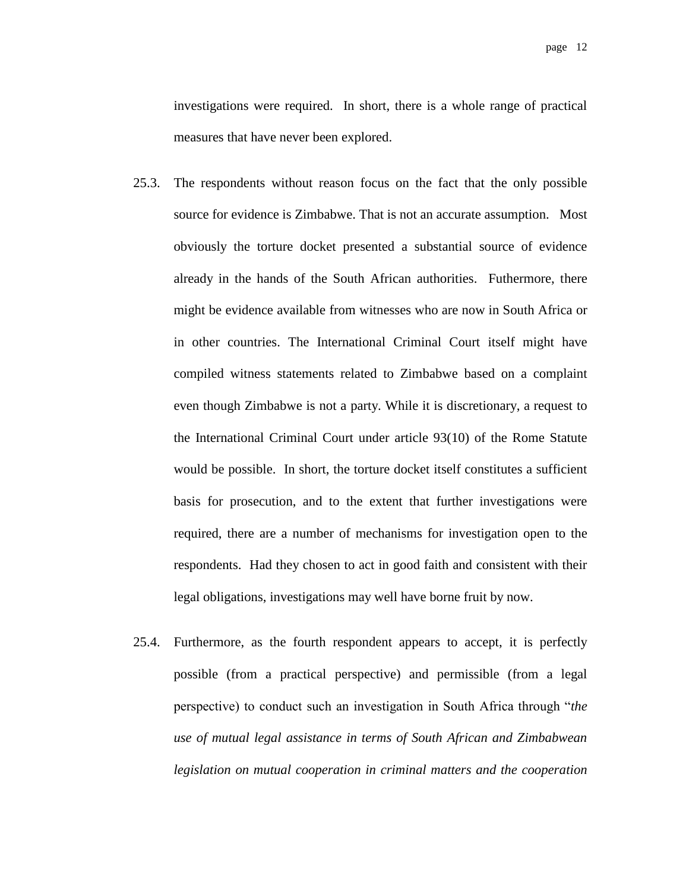investigations were required. In short, there is a whole range of practical measures that have never been explored.

25.3. The respondents without reason focus on the fact that the only possible source for evidence is Zimbabwe. That is not an accurate assumption. Most obviously the torture docket presented a substantial source of evidence already in the hands of the South African authorities. Futhermore, there might be evidence available from witnesses who are now in South Africa or in other countries. The International Criminal Court itself might have compiled witness statements related to Zimbabwe based on a complaint even though Zimbabwe is not a party. While it is discretionary, a request to the International Criminal Court under article 93(10) of the Rome Statute would be possible. In short, the torture docket itself constitutes a sufficient basis for prosecution, and to the extent that further investigations were required, there are a number of mechanisms for investigation open to the respondents. Had they chosen to act in good faith and consistent with their legal obligations, investigations may well have borne fruit by now.

25.4. Furthermore, as the fourth respondent appears to accept, it is perfectly possible (from a practical perspective) and permissible (from a legal perspective) to conduct such an investigation in South Africa through "*the use of mutual legal assistance in terms of South African and Zimbabwean legislation on mutual cooperation in criminal matters and the cooperation*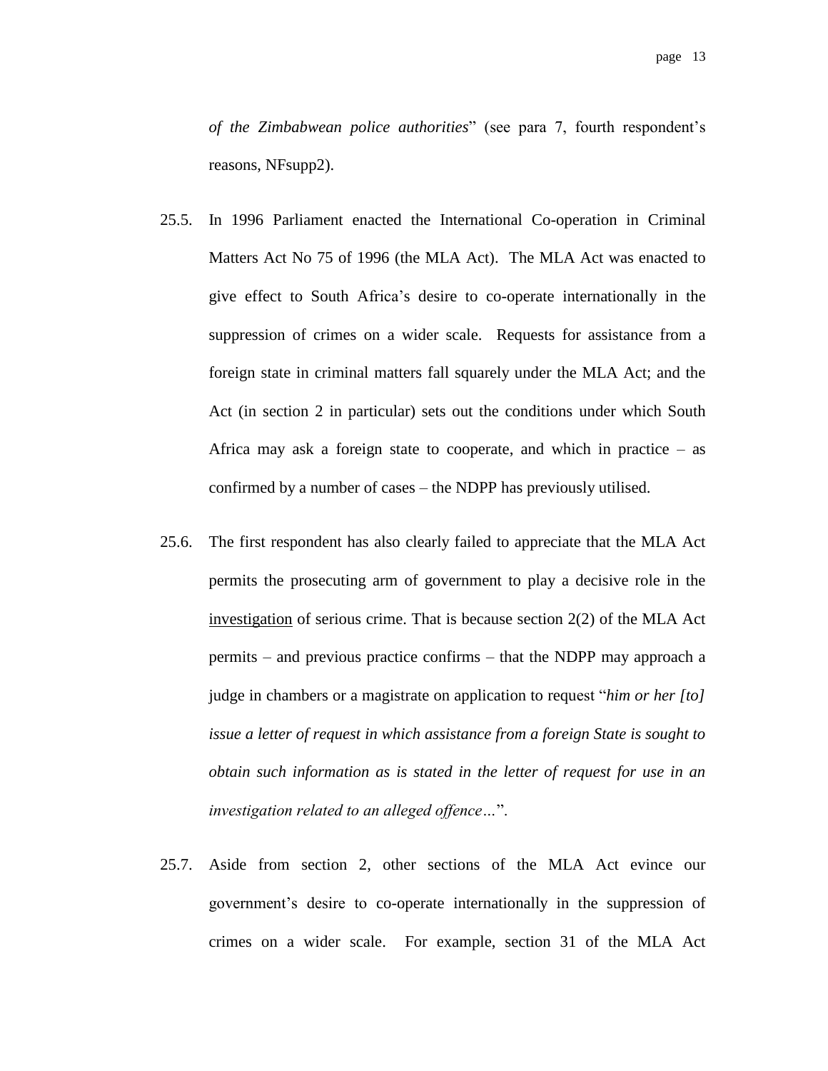*of the Zimbabwean police authorities*" (see para 7, fourth respondent's reasons, NFsupp2).

25.5. In 1996 Parliament enacted the International Co-operation in Criminal Matters Act No 75 of 1996 (the MLA Act). The MLA Act was enacted to give effect to South Africa's desire to co-operate internationally in the suppression of crimes on a wider scale. Requests for assistance from a foreign state in criminal matters fall squarely under the MLA Act; and the Act (in section 2 in particular) sets out the conditions under which South Africa may ask a foreign state to cooperate, and which in practice – as confirmed by a number of cases – the NDPP has previously utilised.

25.6. The first respondent has also clearly failed to appreciate that the MLA Act permits the prosecuting arm of government to play a decisive role in the <u>investigation</u> of serious crime. That is because section 2(2) of the MLA Act permits – and previous practice confirms – that the NDPP may approach a judge in chambers or a magistrate on application to request "*him or her [to] issue a letter of request in which assistance from a foreign State is sought to obtain such information as is stated in the letter of request for use in an investigation related to an alleged offence…*".

25.7. Aside from section 2, other sections of the MLA Act evince our government's desire to co-operate internationally in the suppression of crimes on a wider scale. For example, section 31 of the MLA Act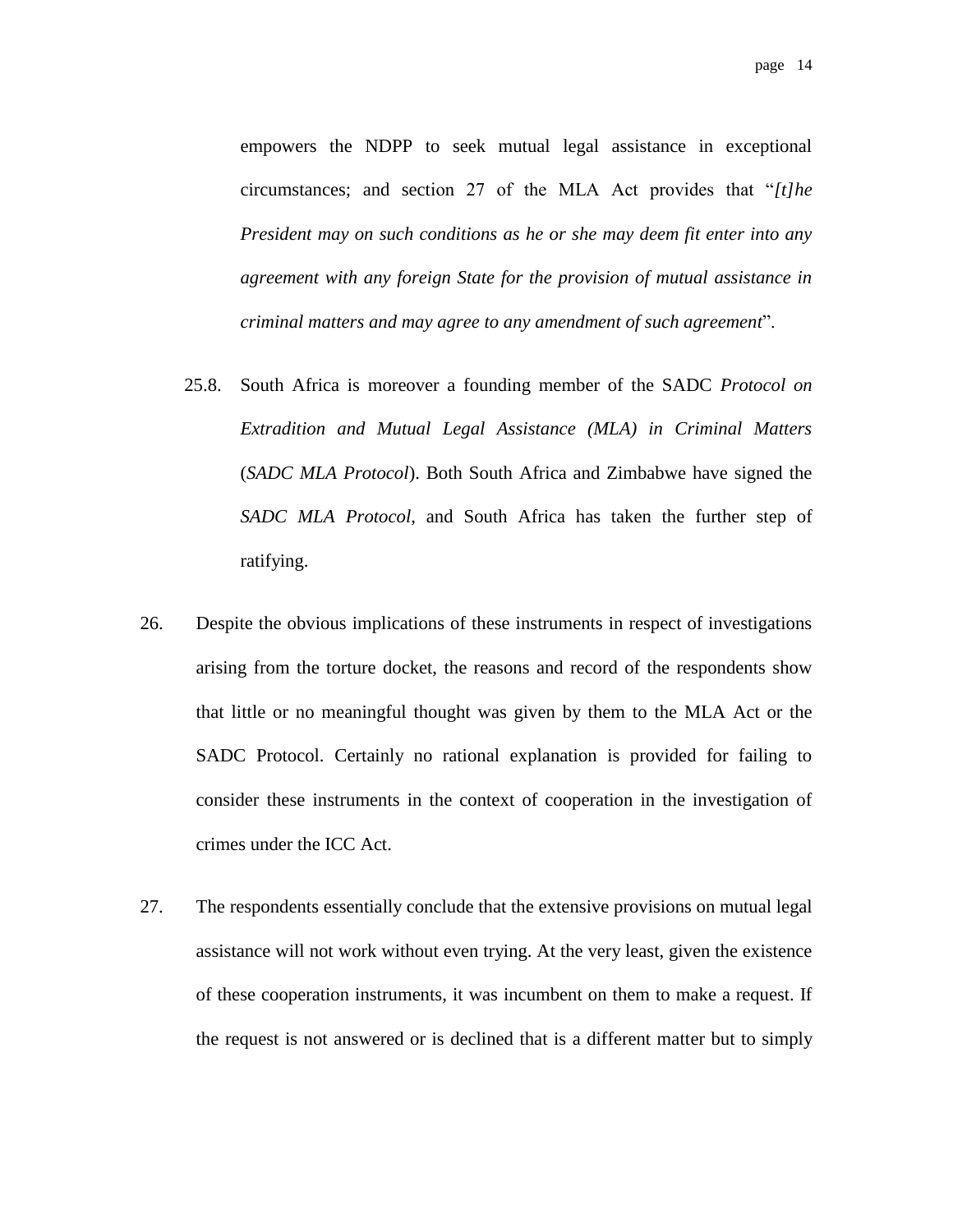empowers the NDPP to seek mutual legal assistance in exceptional circumstances; and section 27 of the MLA Act provides that "*[t]he President may on such conditions as he or she may deem fit enter into any agreement with any foreign State for the provision of mutual assistance in criminal matters and may agree to any amendment of such agreement*".

25.8. South Africa is moreover a founding member of the SADC *Protocol on Extradition and Mutual Legal Assistance (MLA) in Criminal Matters* (*SADC MLA Protocol*). Both South Africa and Zimbabwe have signed the *SADC MLA Protocol*, and South Africa has taken the further step of ratifying.

26. Despite the obvious implications of these instruments in respect of investigations arising from the torture docket, the reasons and record of the respondents show that little or no meaningful thought was given by them to the MLA Act or the SADC Protocol. Certainly no rational explanation is provided for failing to consider these instruments in the context of cooperation in the investigation of crimes under the ICC Act.

27. The respondents essentially conclude that the extensive provisions on mutual legal assistance will not work without even trying. At the very least, given the existence of these cooperation instruments, it was incumbent on them to make a request. If the request is not answered or is declined that is a different matter but to simply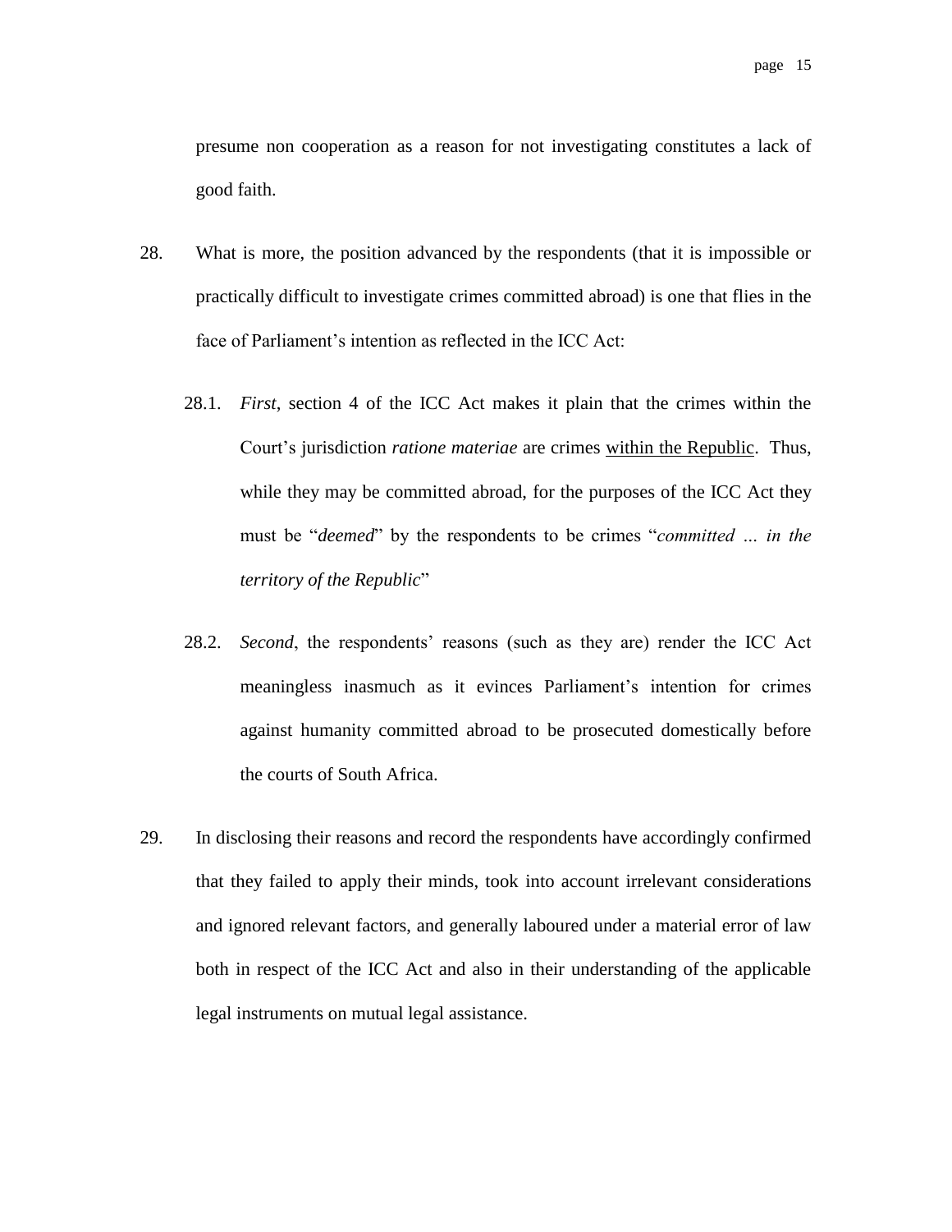presume non cooperation as a reason for not investigating constitutes a lack of good faith.

28. What is more, the position advanced by the respondents (that it is impossible or practically difficult to investigate crimes committed abroad) is one that flies in the face of Parliament's intention as reflected in the ICC Act:

    28.1. *First*, section 4 of the ICC Act makes it plain that the crimes within the Court's jurisdiction *ratione materiae* are crimes <u>within the Republic</u>. Thus, while they may be committed abroad, for the purposes of the ICC Act they must be "*deemed*" by the respondents to be crimes "*committed … in the territory of the Republic*"

    28.2. *Second*, the respondents' reasons (such as they are) render the ICC Act meaningless inasmuch as it evinces Parliament's intention for crimes against humanity committed abroad to be prosecuted domestically before the courts of South Africa.

29. In disclosing their reasons and record the respondents have accordingly confirmed that they failed to apply their minds, took into account irrelevant considerations and ignored relevant factors, and generally laboured under a material error of law both in respect of the ICC Act and also in their understanding of the applicable legal instruments on mutual legal assistance.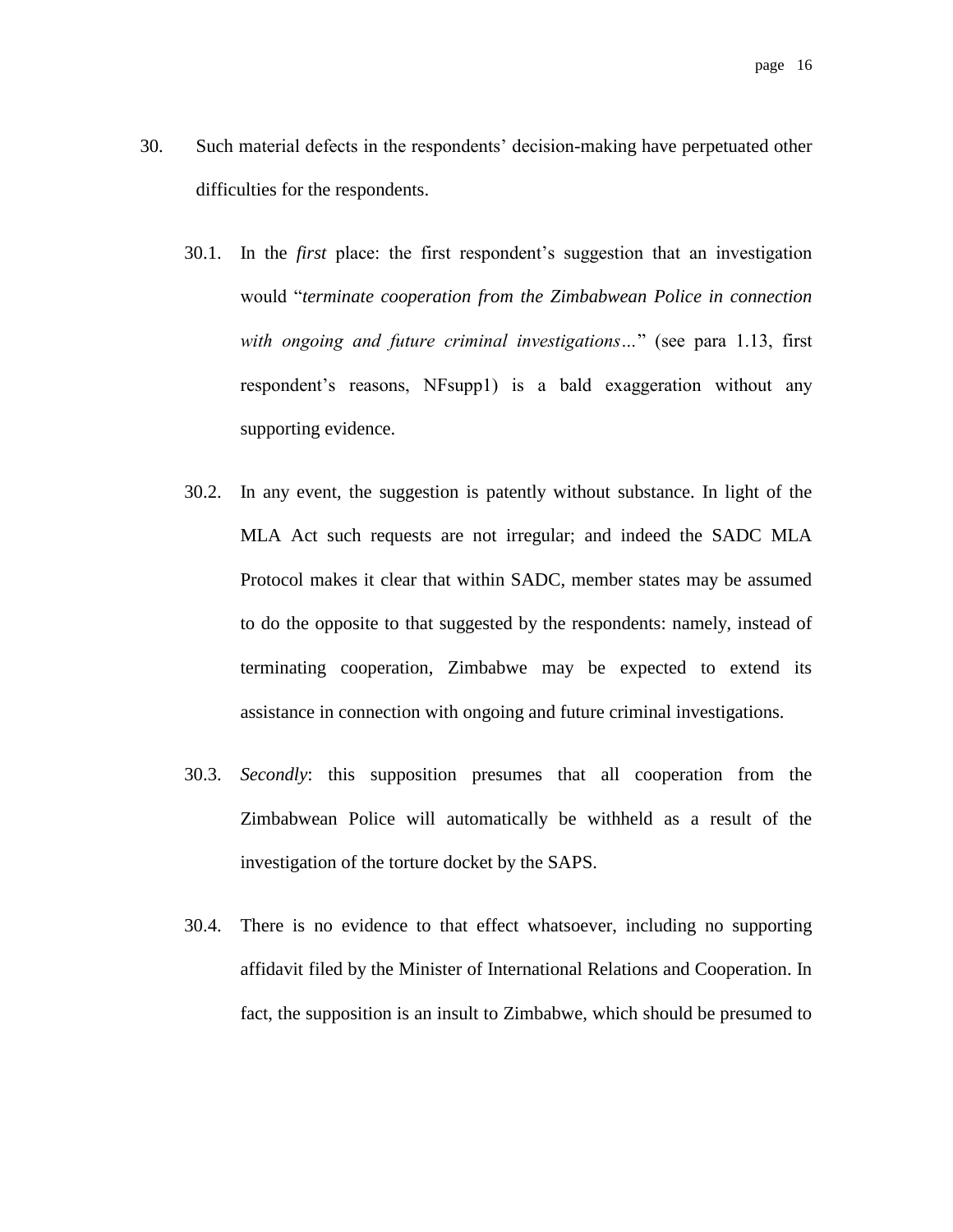30. Such material defects in the respondents' decision-making have perpetuated other difficulties for the respondents.

30.1. In the *first* place: the first respondent's suggestion that an investigation would "*terminate cooperation from the Zimbabwean Police in connection with ongoing and future criminal investigations…*" (see para 1.13, first respondent's reasons, NFsupp1) is a bald exaggeration without any supporting evidence.

30.2. In any event, the suggestion is patently without substance. In light of the MLA Act such requests are not irregular; and indeed the SADC MLA Protocol makes it clear that within SADC, member states may be assumed to do the opposite to that suggested by the respondents: namely, instead of terminating cooperation, Zimbabwe may be expected to extend its assistance in connection with ongoing and future criminal investigations.

30.3. *Secondly*: this supposition presumes that all cooperation from the Zimbabwean Police will automatically be withheld as a result of the investigation of the torture docket by the SAPS.

30.4. There is no evidence to that effect whatsoever, including no supporting affidavit filed by the Minister of International Relations and Cooperation. In fact, the supposition is an insult to Zimbabwe, which should be presumed to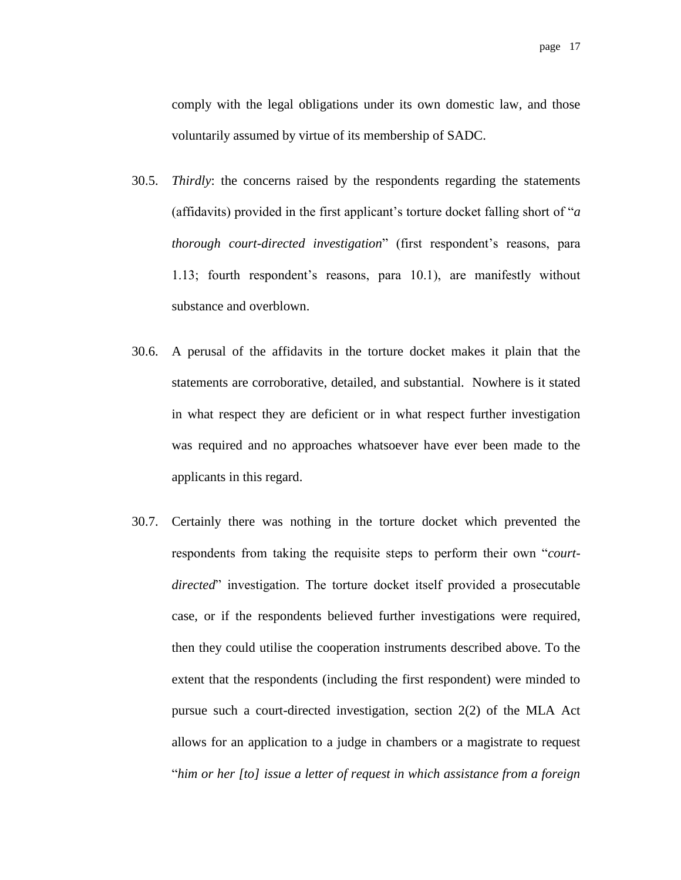comply with the legal obligations under its own domestic law, and those voluntarily assumed by virtue of its membership of SADC.

30.5. *Thirdly*: the concerns raised by the respondents regarding the statements (affidavits) provided in the first applicant's torture docket falling short of "*a thorough court-directed investigation*" (first respondent's reasons, para 1.13; fourth respondent's reasons, para 10.1), are manifestly without substance and overblown.

30.6. A perusal of the affidavits in the torture docket makes it plain that the statements are corroborative, detailed, and substantial. Nowhere is it stated in what respect they are deficient or in what respect further investigation was required and no approaches whatsoever have ever been made to the applicants in this regard.

30.7. Certainly there was nothing in the torture docket which prevented the respondents from taking the requisite steps to perform their own "*court-directed*" investigation. The torture docket itself provided a prosecutable case, or if the respondents believed further investigations were required, then they could utilise the cooperation instruments described above. To the extent that the respondents (including the first respondent) were minded to pursue such a court-directed investigation, section 2(2) of the MLA Act allows for an application to a judge in chambers or a magistrate to request "*him or her [to] issue a letter of request in which assistance from a foreign*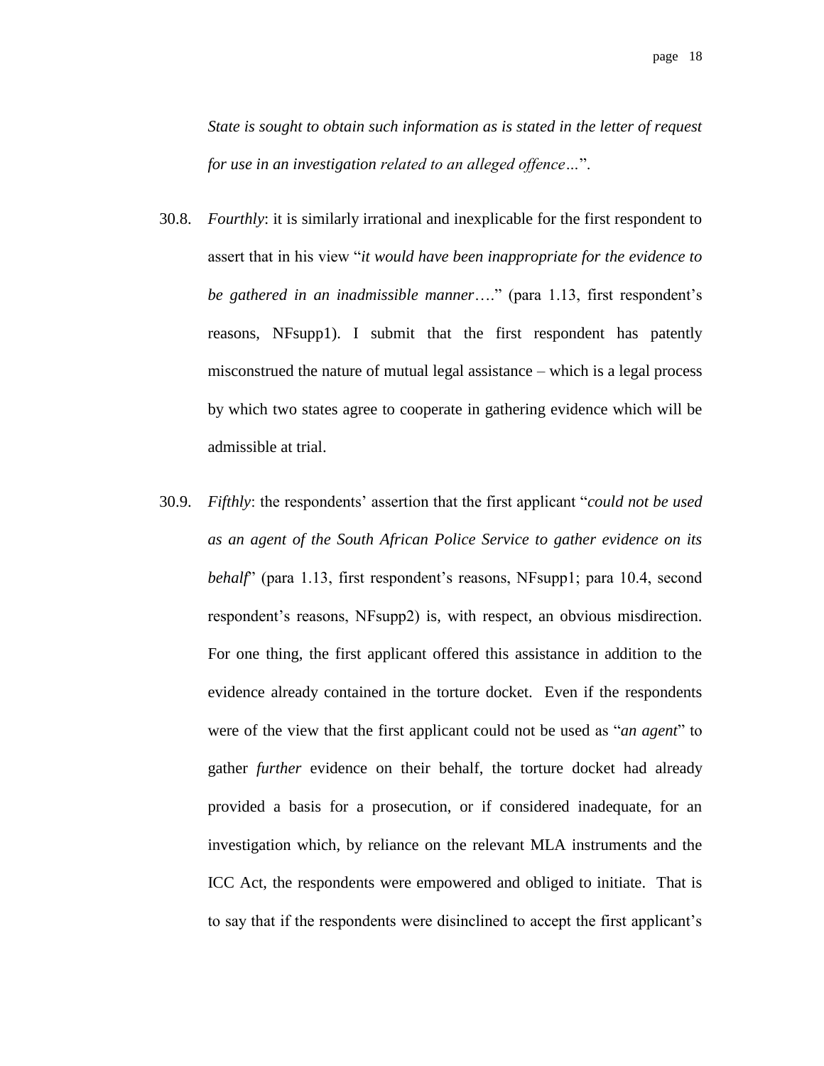*State is sought to obtain such information as is stated in the letter of request for use in an investigation related to an alleged offence…*".

30.8. *Fourthly*: it is similarly irrational and inexplicable for the first respondent to assert that in his view "*it would have been inappropriate for the evidence to be gathered in an inadmissible manner*…." (para 1.13, first respondent's reasons, NFsupp1). I submit that the first respondent has patently misconstrued the nature of mutual legal assistance – which is a legal process by which two states agree to cooperate in gathering evidence which will be admissible at trial.

30.9. *Fifthly*: the respondents' assertion that the first applicant "*could not be used as an agent of the South African Police Service to gather evidence on its behalf*" (para 1.13, first respondent's reasons, NFsupp1; para 10.4, second respondent's reasons, NFsupp2) is, with respect, an obvious misdirection. For one thing, the first applicant offered this assistance in addition to the evidence already contained in the torture docket. Even if the respondents were of the view that the first applicant could not be used as "*an agent*" to gather *further* evidence on their behalf, the torture docket had already provided a basis for a prosecution, or if considered inadequate, for an investigation which, by reliance on the relevant MLA instruments and the ICC Act, the respondents were empowered and obliged to initiate. That is to say that if the respondents were disinclined to accept the first applicant's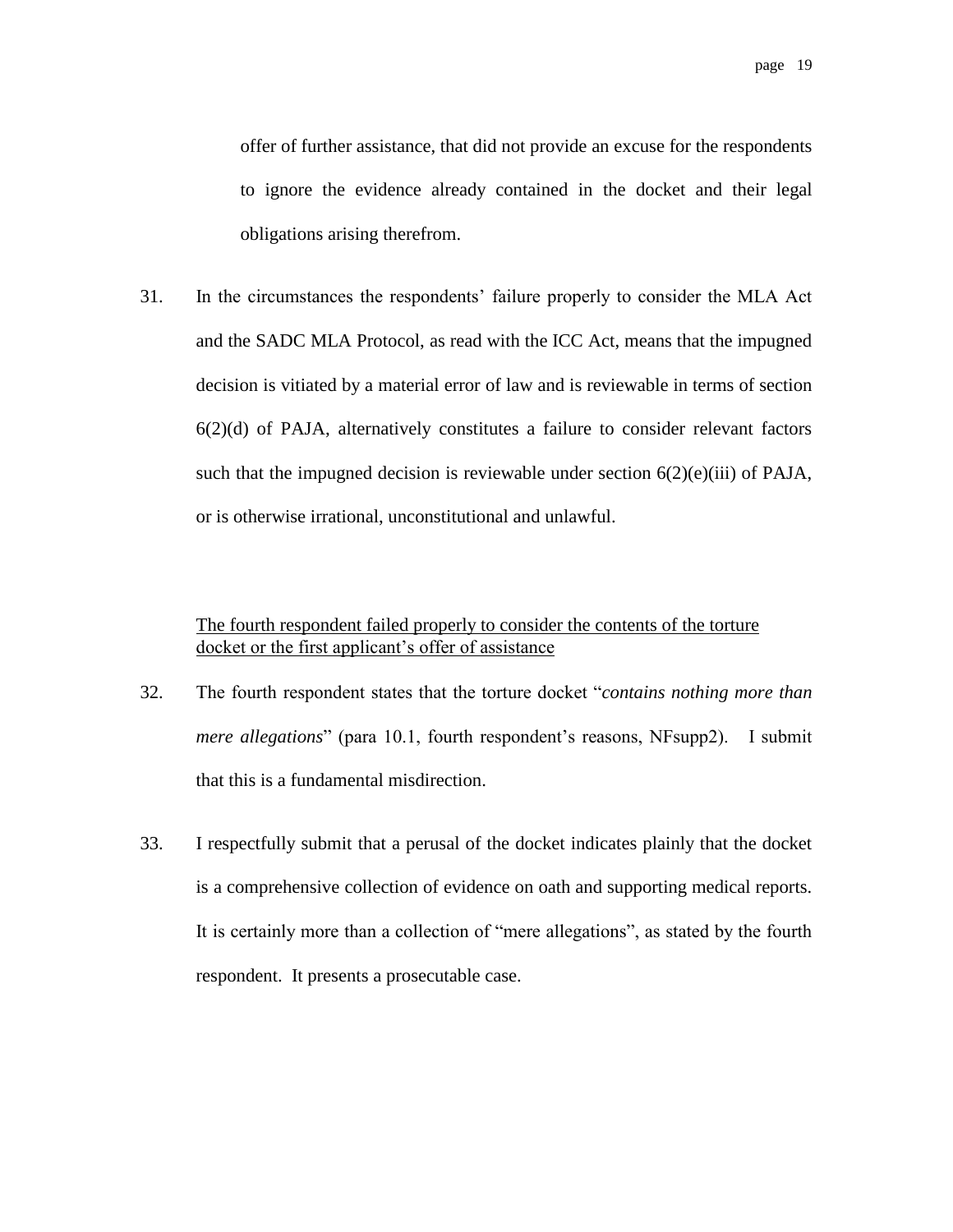offer of further assistance, that did not provide an excuse for the respondents to ignore the evidence already contained in the docket and their legal obligations arising therefrom.

31. In the circumstances the respondents' failure properly to consider the MLA Act and the SADC MLA Protocol, as read with the ICC Act, means that the impugned decision is vitiated by a material error of law and is reviewable in terms of section 6(2)(d) of PAJA, alternatively constitutes a failure to consider relevant factors such that the impugned decision is reviewable under section 6(2)(e)(iii) of PAJA, or is otherwise irrational, unconstitutional and unlawful.

<u>The fourth respondent failed properly to consider the contents of the torture docket or the first applicant's offer of assistance</u>

32. The fourth respondent states that the torture docket "*contains nothing more than mere allegations*" (para 10.1, fourth respondent's reasons, NFsupp2). I submit that this is a fundamental misdirection.

33. I respectfully submit that a perusal of the docket indicates plainly that the docket is a comprehensive collection of evidence on oath and supporting medical reports. It is certainly more than a collection of "mere allegations", as stated by the fourth respondent. It presents a prosecutable case.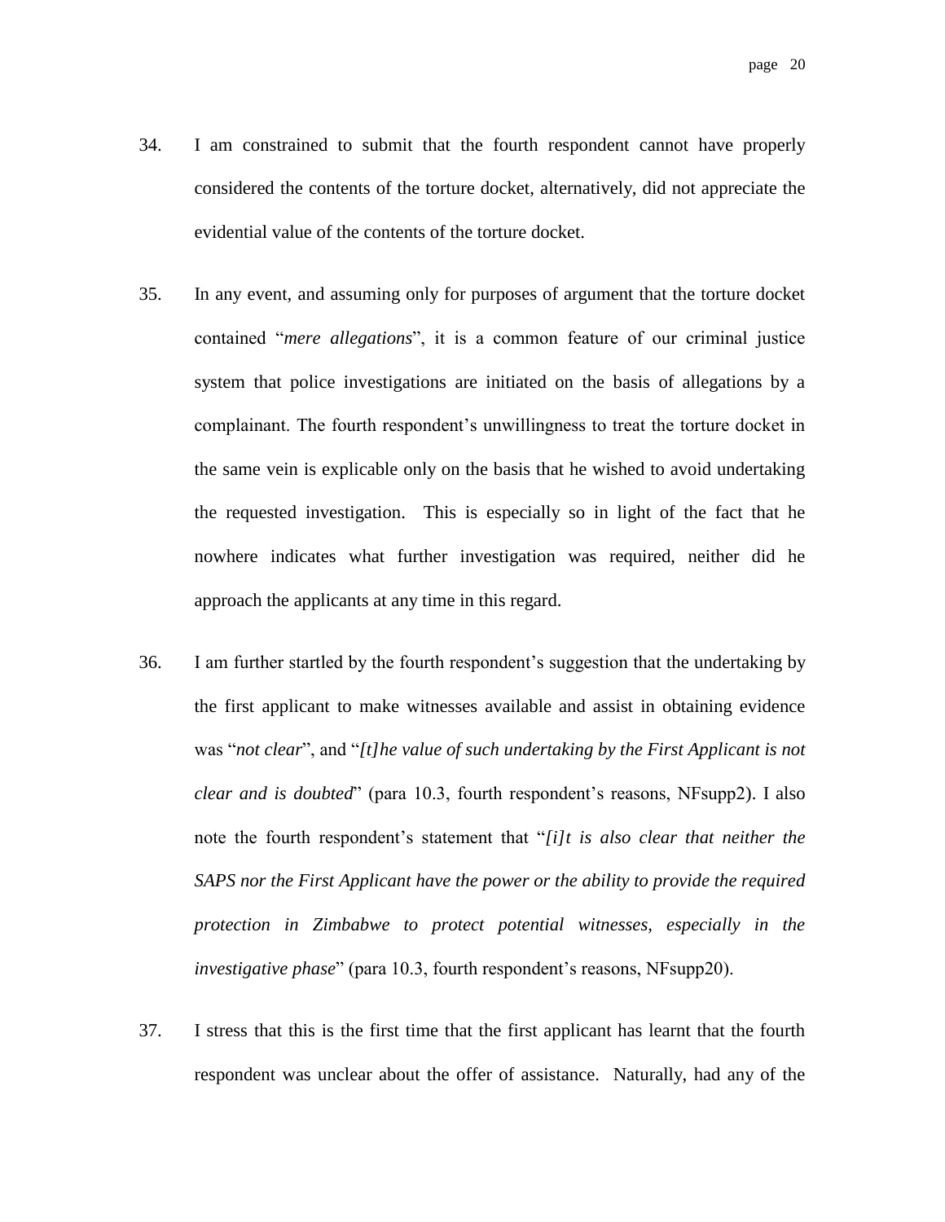34. I am constrained to submit that the fourth respondent cannot have properly considered the contents of the torture docket, alternatively, did not appreciate the evidential value of the contents of the torture docket.

35. In any event, and assuming only for purposes of argument that the torture docket contained "*mere allegations*", it is a common feature of our criminal justice system that police investigations are initiated on the basis of allegations by a complainant. The fourth respondent's unwillingness to treat the torture docket in the same vein is explicable only on the basis that he wished to avoid undertaking the requested investigation. This is especially so in light of the fact that he nowhere indicates what further investigation was required, neither did he approach the applicants at any time in this regard.

36. I am further startled by the fourth respondent's suggestion that the undertaking by the first applicant to make witnesses available and assist in obtaining evidence was "*not clear*", and "*[t]he value of such undertaking by the First Applicant is not clear and is doubted*" (para 10.3, fourth respondent's reasons, NFsupp2). I also note the fourth respondent's statement that "*[i]t is also clear that neither the SAPS nor the First Applicant have the power or the ability to provide the required protection in Zimbabwe to protect potential witnesses, especially in the investigative phase*" (para 10.3, fourth respondent's reasons, NFsupp20).

37. I stress that this is the first time that the first applicant has learnt that the fourth respondent was unclear about the offer of assistance. Naturally, had any of the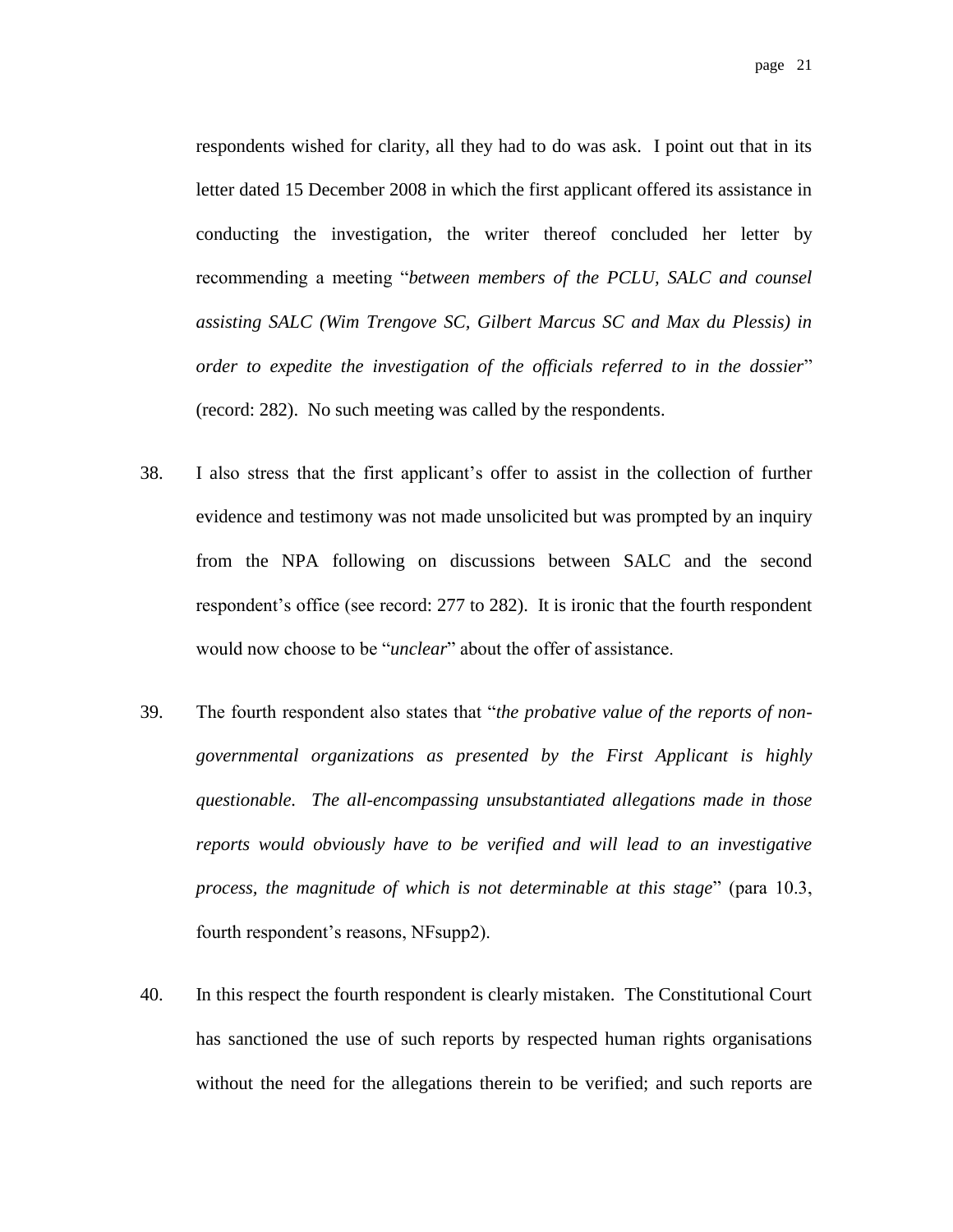respondents wished for clarity, all they had to do was ask. I point out that in its letter dated 15 December 2008 in which the first applicant offered its assistance in conducting the investigation, the writer thereof concluded her letter by recommending a meeting "*between members of the PCLU, SALC and counsel assisting SALC (Wim Trengove SC, Gilbert Marcus SC and Max du Plessis) in order to expedite the investigation of the officials referred to in the dossier*" (record: 282). No such meeting was called by the respondents.

38. I also stress that the first applicant's offer to assist in the collection of further evidence and testimony was not made unsolicited but was prompted by an inquiry from the NPA following on discussions between SALC and the second respondent's office (see record: 277 to 282). It is ironic that the fourth respondent would now choose to be "*unclear*" about the offer of assistance.

39. The fourth respondent also states that "*the probative value of the reports of non-governmental organizations as presented by the First Applicant is highly questionable. The all-encompassing unsubstantiated allegations made in those reports would obviously have to be verified and will lead to an investigative process, the magnitude of which is not determinable at this stage*" (para 10.3, fourth respondent's reasons, NFsupp2).

40. In this respect the fourth respondent is clearly mistaken. The Constitutional Court has sanctioned the use of such reports by respected human rights organisations without the need for the allegations therein to be verified; and such reports are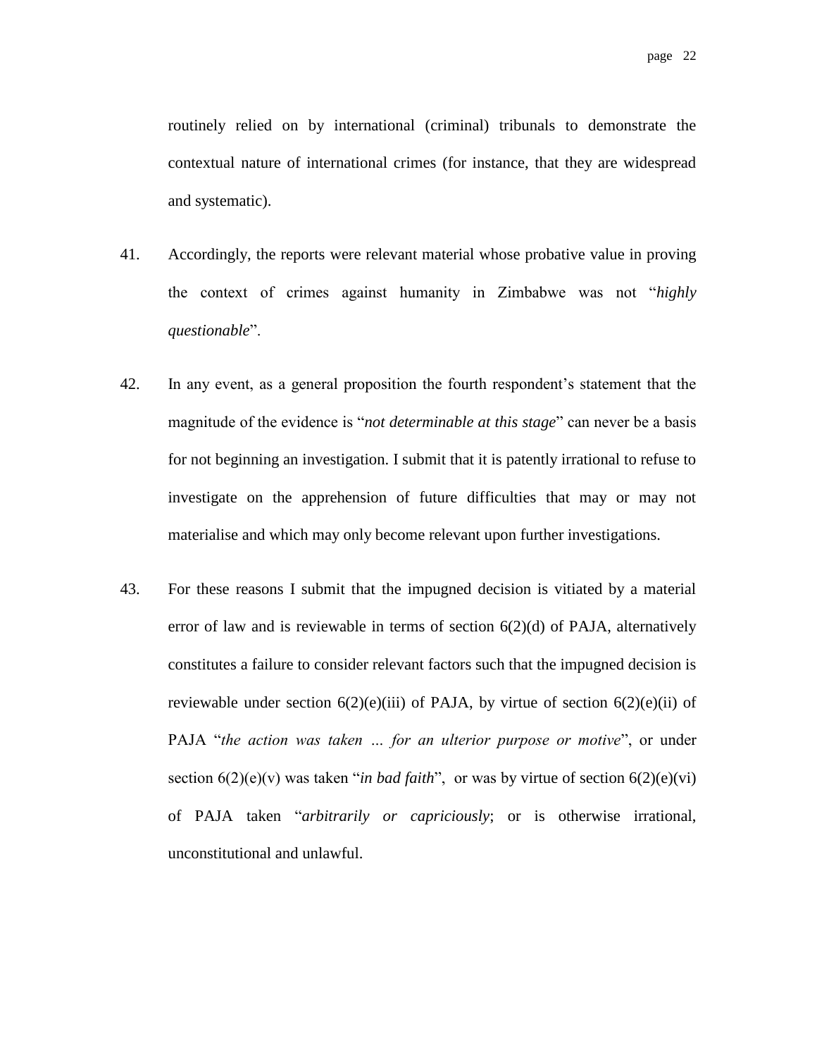routinely relied on by international (criminal) tribunals to demonstrate the contextual nature of international crimes (for instance, that they are widespread and systematic).

41. Accordingly, the reports were relevant material whose probative value in proving the context of crimes against humanity in Zimbabwe was not "*highly questionable*".

42. In any event, as a general proposition the fourth respondent's statement that the magnitude of the evidence is "*not determinable at this stage*" can never be a basis for not beginning an investigation. I submit that it is patently irrational to refuse to investigate on the apprehension of future difficulties that may or may not materialise and which may only become relevant upon further investigations.

43. For these reasons I submit that the impugned decision is vitiated by a material error of law and is reviewable in terms of section 6(2)(d) of PAJA, alternatively constitutes a failure to consider relevant factors such that the impugned decision is reviewable under section 6(2)(e)(iii) of PAJA, by virtue of section 6(2)(e)(ii) of PAJA "*the action was taken … for an ulterior purpose or motive*", or under section 6(2)(e)(v) was taken "*in bad faith*", or was by virtue of section 6(2)(e)(vi) of PAJA taken "*arbitrarily or capriciously*; or is otherwise irrational, unconstitutional and unlawful.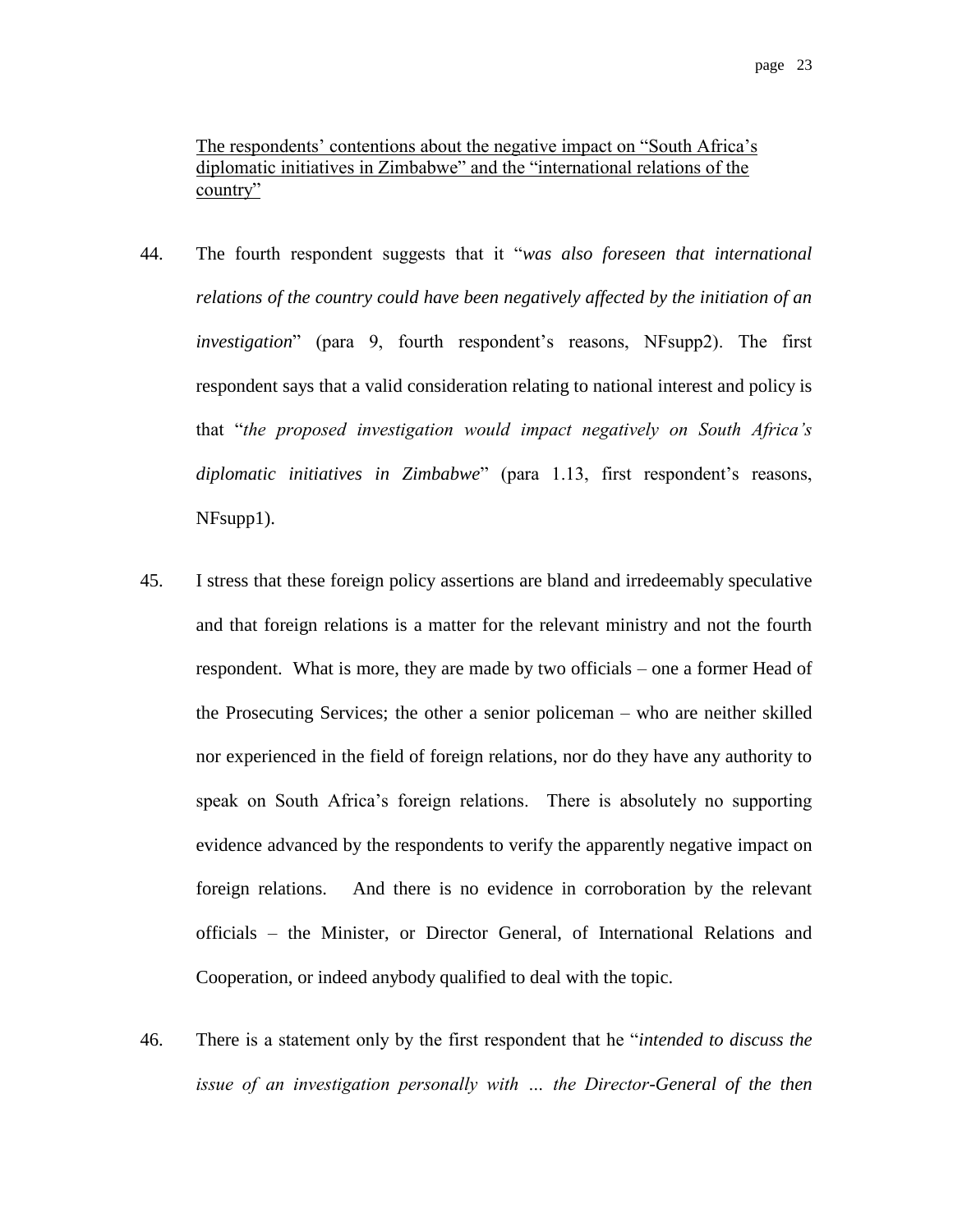<u>The respondents' contentions about the negative impact on "South Africa's diplomatic initiatives in Zimbabwe" and the "international relations of the country"</u>

44. The fourth respondent suggests that it "*was also foreseen that international relations of the country could have been negatively affected by the initiation of an investigation*" (para 9, fourth respondent's reasons, NFsupp2). The first respondent says that a valid consideration relating to national interest and policy is that "*the proposed investigation would impact negatively on South Africa's diplomatic initiatives in Zimbabwe*" (para 1.13, first respondent's reasons, NFsupp1).

45. I stress that these foreign policy assertions are bland and irredeemably speculative and that foreign relations is a matter for the relevant ministry and not the fourth respondent. What is more, they are made by two officials – one a former Head of the Prosecuting Services; the other a senior policeman – who are neither skilled nor experienced in the field of foreign relations, nor do they have any authority to speak on South Africa's foreign relations. There is absolutely no supporting evidence advanced by the respondents to verify the apparently negative impact on foreign relations. And there is no evidence in corroboration by the relevant officials – the Minister, or Director General, of International Relations and Cooperation, or indeed anybody qualified to deal with the topic.

46. There is a statement only by the first respondent that he "*intended to discuss the issue of an investigation personally with … the Director-General of the then*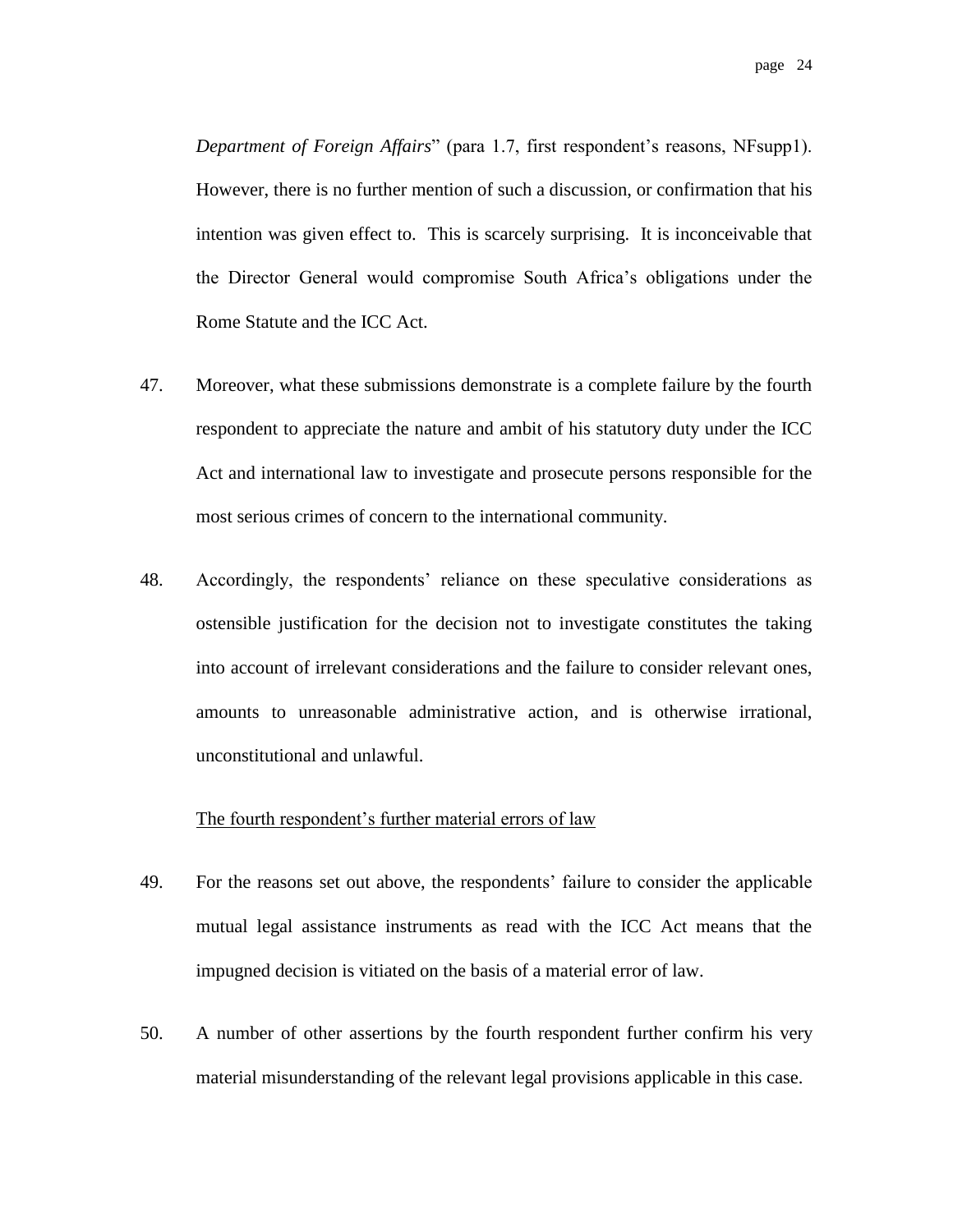*Department of Foreign Affairs*" (para 1.7, first respondent's reasons, NFsupp1). However, there is no further mention of such a discussion, or confirmation that his intention was given effect to. This is scarcely surprising. It is inconceivable that the Director General would compromise South Africa's obligations under the Rome Statute and the ICC Act.

47. Moreover, what these submissions demonstrate is a complete failure by the fourth respondent to appreciate the nature and ambit of his statutory duty under the ICC Act and international law to investigate and prosecute persons responsible for the most serious crimes of concern to the international community.

48. Accordingly, the respondents' reliance on these speculative considerations as ostensible justification for the decision not to investigate constitutes the taking into account of irrelevant considerations and the failure to consider relevant ones, amounts to unreasonable administrative action, and is otherwise irrational, unconstitutional and unlawful.

<u>The fourth respondent's further material errors of law</u>

49. For the reasons set out above, the respondents' failure to consider the applicable mutual legal assistance instruments as read with the ICC Act means that the impugned decision is vitiated on the basis of a material error of law.

50. A number of other assertions by the fourth respondent further confirm his very material misunderstanding of the relevant legal provisions applicable in this case.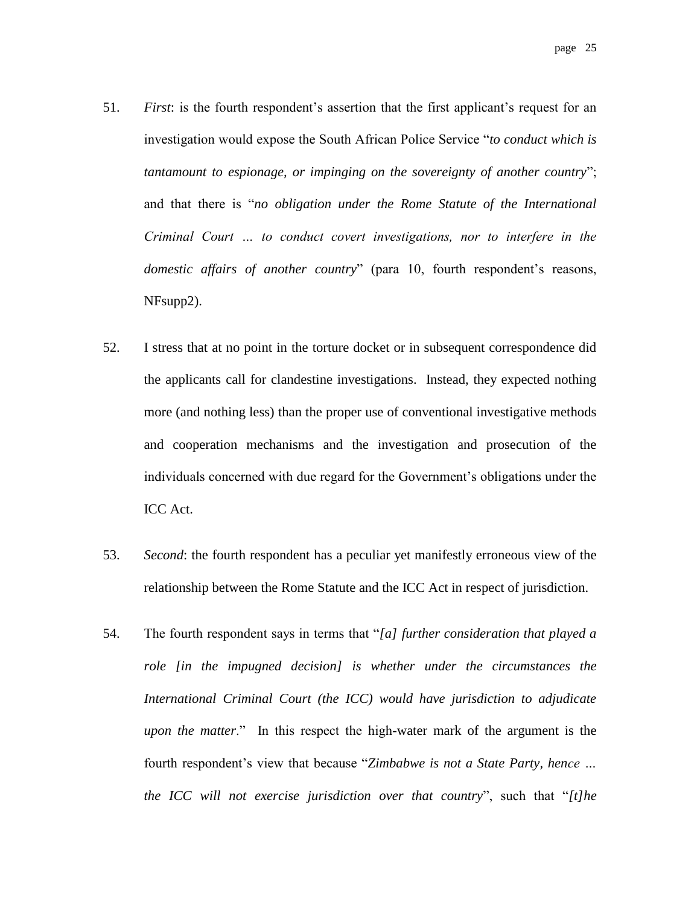51. *First*: is the fourth respondent's assertion that the first applicant's request for an investigation would expose the South African Police Service "*to conduct which is tantamount to espionage, or impinging on the sovereignty of another country*"; and that there is "*no obligation under the Rome Statute of the International Criminal Court … to conduct covert investigations, nor to interfere in the domestic affairs of another country*" (para 10, fourth respondent's reasons, NFsupp2).

52. I stress that at no point in the torture docket or in subsequent correspondence did the applicants call for clandestine investigations. Instead, they expected nothing more (and nothing less) than the proper use of conventional investigative methods and cooperation mechanisms and the investigation and prosecution of the individuals concerned with due regard for the Government's obligations under the ICC Act.

53. *Second*: the fourth respondent has a peculiar yet manifestly erroneous view of the relationship between the Rome Statute and the ICC Act in respect of jurisdiction.

54. The fourth respondent says in terms that "*[a] further consideration that played a role [in the impugned decision] is whether under the circumstances the International Criminal Court (the ICC) would have jurisdiction to adjudicate upon the matter*." In this respect the high-water mark of the argument is the fourth respondent's view that because "*Zimbabwe is not a State Party, hence … the ICC will not exercise jurisdiction over that country*", such that "*[t]he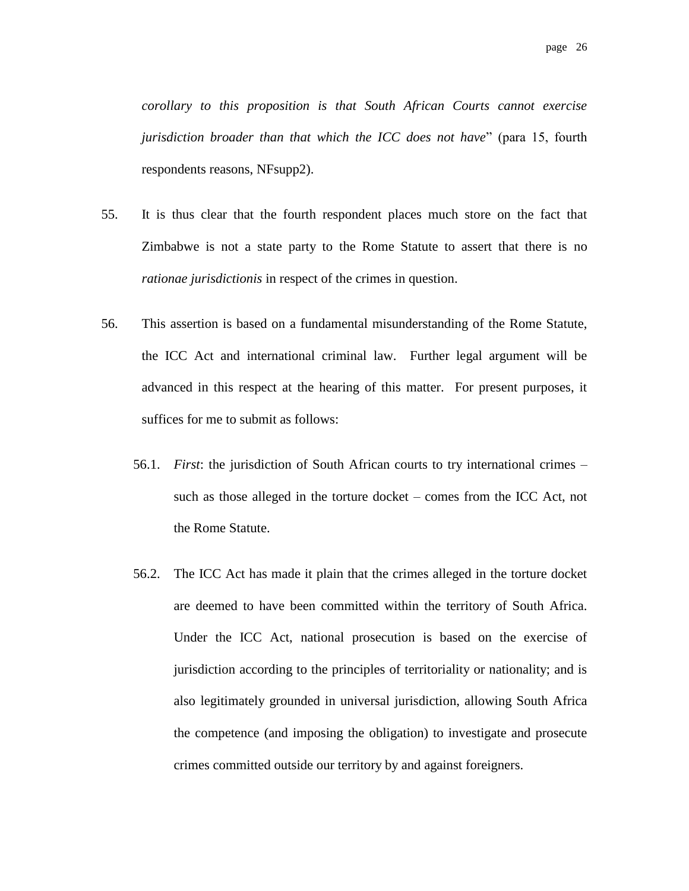*corollary to this proposition is that South African Courts cannot exercise jurisdiction broader than that which the ICC does not have*" (para 15, fourth respondents reasons, NFsupp2).

55. It is thus clear that the fourth respondent places much store on the fact that Zimbabwe is not a state party to the Rome Statute to assert that there is no *rationae jurisdictionis* in respect of the crimes in question.

56. This assertion is based on a fundamental misunderstanding of the Rome Statute, the ICC Act and international criminal law. Further legal argument will be advanced in this respect at the hearing of this matter. For present purposes, it suffices for me to submit as follows:

    56.1. *First*: the jurisdiction of South African courts to try international crimes – such as those alleged in the torture docket – comes from the ICC Act, not the Rome Statute.

    56.2. The ICC Act has made it plain that the crimes alleged in the torture docket are deemed to have been committed within the territory of South Africa. Under the ICC Act, national prosecution is based on the exercise of jurisdiction according to the principles of territoriality or nationality; and is also legitimately grounded in universal jurisdiction, allowing South Africa the competence (and imposing the obligation) to investigate and prosecute crimes committed outside our territory by and against foreigners.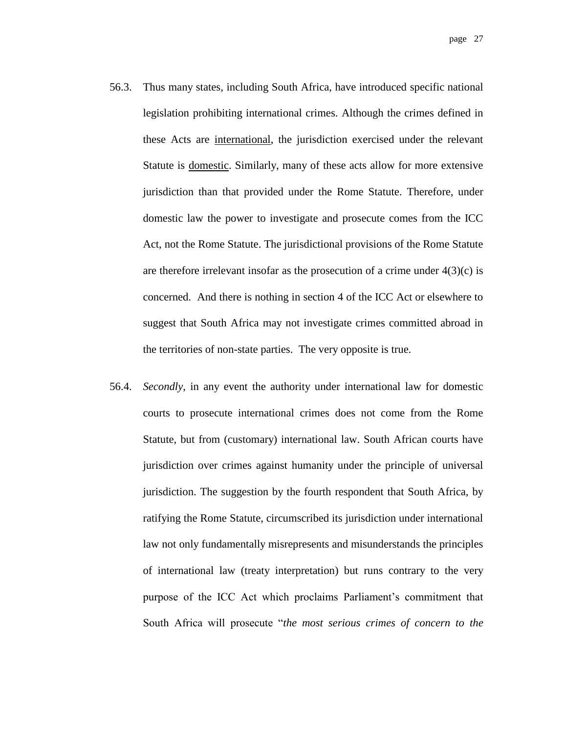56.3. Thus many states, including South Africa, have introduced specific national legislation prohibiting international crimes. Although the crimes defined in these Acts are <u>international</u>, the jurisdiction exercised under the relevant Statute is <u>domestic</u>. Similarly, many of these acts allow for more extensive jurisdiction than that provided under the Rome Statute. Therefore, under domestic law the power to investigate and prosecute comes from the ICC Act, not the Rome Statute. The jurisdictional provisions of the Rome Statute are therefore irrelevant insofar as the prosecution of a crime under 4(3)(c) is concerned. And there is nothing in section 4 of the ICC Act or elsewhere to suggest that South Africa may not investigate crimes committed abroad in the territories of non-state parties. The very opposite is true.

56.4. *Secondly*, in any event the authority under international law for domestic courts to prosecute international crimes does not come from the Rome Statute, but from (customary) international law. South African courts have jurisdiction over crimes against humanity under the principle of universal jurisdiction. The suggestion by the fourth respondent that South Africa, by ratifying the Rome Statute, circumscribed its jurisdiction under international law not only fundamentally misrepresents and misunderstands the principles of international law (treaty interpretation) but runs contrary to the very purpose of the ICC Act which proclaims Parliament's commitment that South Africa will prosecute "*the most serious crimes of concern to the*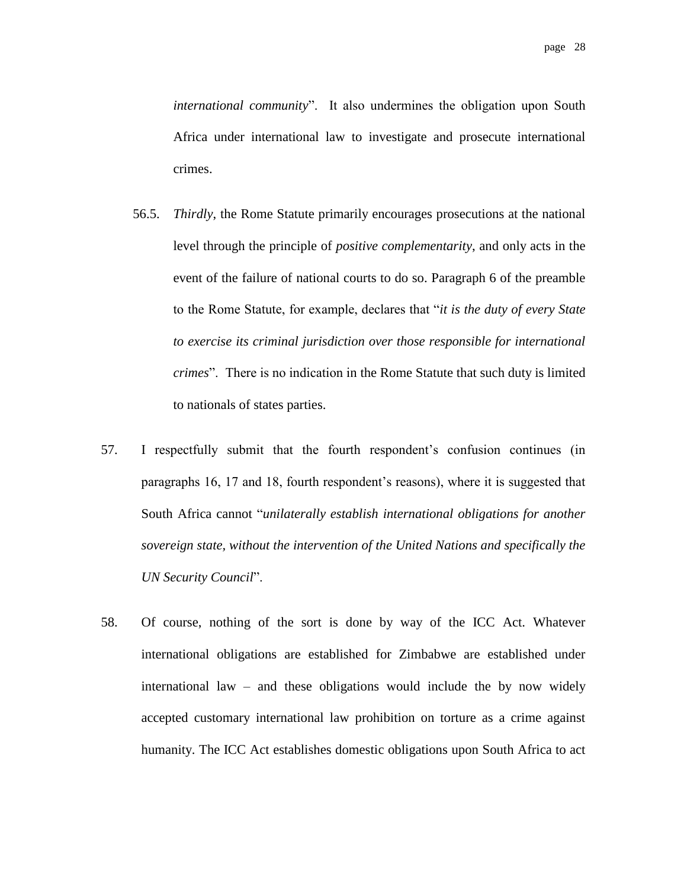*international community*". It also undermines the obligation upon South Africa under international law to investigate and prosecute international crimes.

56.5. *Thirdly*, the Rome Statute primarily encourages prosecutions at the national level through the principle of *positive complementarity*, and only acts in the event of the failure of national courts to do so. Paragraph 6 of the preamble to the Rome Statute, for example, declares that "*it is the duty of every State to exercise its criminal jurisdiction over those responsible for international crimes*". There is no indication in the Rome Statute that such duty is limited to nationals of states parties.

57. I respectfully submit that the fourth respondent's confusion continues (in paragraphs 16, 17 and 18, fourth respondent's reasons), where it is suggested that South Africa cannot "*unilaterally establish international obligations for another sovereign state, without the intervention of the United Nations and specifically the UN Security Council*".

58. Of course, nothing of the sort is done by way of the ICC Act. Whatever international obligations are established for Zimbabwe are established under international law – and these obligations would include the by now widely accepted customary international law prohibition on torture as a crime against humanity. The ICC Act establishes domestic obligations upon South Africa to act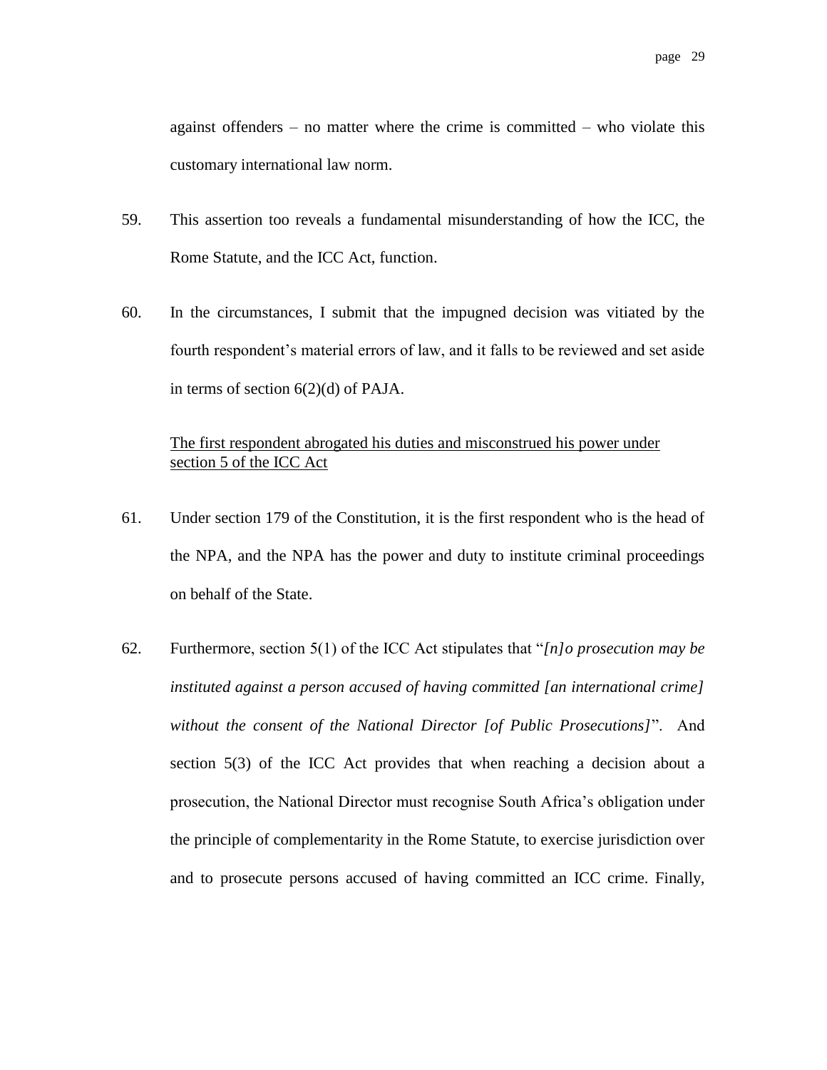against offenders – no matter where the crime is committed – who violate this customary international law norm.

59. This assertion too reveals a fundamental misunderstanding of how the ICC, the Rome Statute, and the ICC Act, function.

60. In the circumstances, I submit that the impugned decision was vitiated by the fourth respondent's material errors of law, and it falls to be reviewed and set aside in terms of section 6(2)(d) of PAJA.

<u>The first respondent abrogated his duties and misconstrued his power under section 5 of the ICC Act</u>

61. Under section 179 of the Constitution, it is the first respondent who is the head of the NPA, and the NPA has the power and duty to institute criminal proceedings on behalf of the State.

62. Furthermore, section 5(1) of the ICC Act stipulates that "*[n]o prosecution may be instituted against a person accused of having committed [an international crime] without the consent of the National Director [of Public Prosecutions]*". And section 5(3) of the ICC Act provides that when reaching a decision about a prosecution, the National Director must recognise South Africa's obligation under the principle of complementarity in the Rome Statute, to exercise jurisdiction over and to prosecute persons accused of having committed an ICC crime. Finally,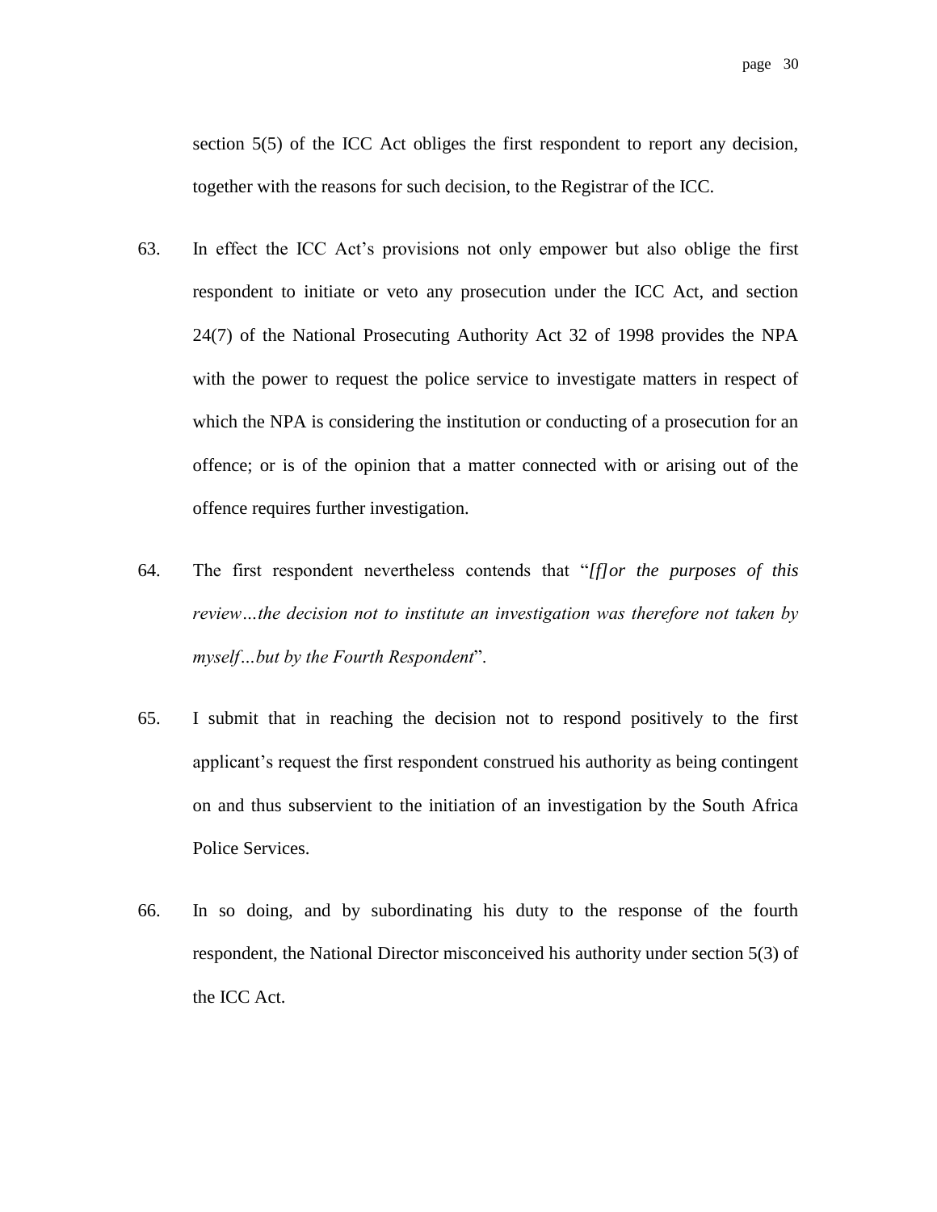section 5(5) of the ICC Act obliges the first respondent to report any decision, together with the reasons for such decision, to the Registrar of the ICC.

63. In effect the ICC Act's provisions not only empower but also oblige the first respondent to initiate or veto any prosecution under the ICC Act, and section 24(7) of the National Prosecuting Authority Act 32 of 1998 provides the NPA with the power to request the police service to investigate matters in respect of which the NPA is considering the institution or conducting of a prosecution for an offence; or is of the opinion that a matter connected with or arising out of the offence requires further investigation.

64. The first respondent nevertheless contends that "*[f]or the purposes of this review…the decision not to institute an investigation was therefore not taken by myself…but by the Fourth Respondent*".

65. I submit that in reaching the decision not to respond positively to the first applicant's request the first respondent construed his authority as being contingent on and thus subservient to the initiation of an investigation by the South Africa Police Services.

66. In so doing, and by subordinating his duty to the response of the fourth respondent, the National Director misconceived his authority under section 5(3) of the ICC Act.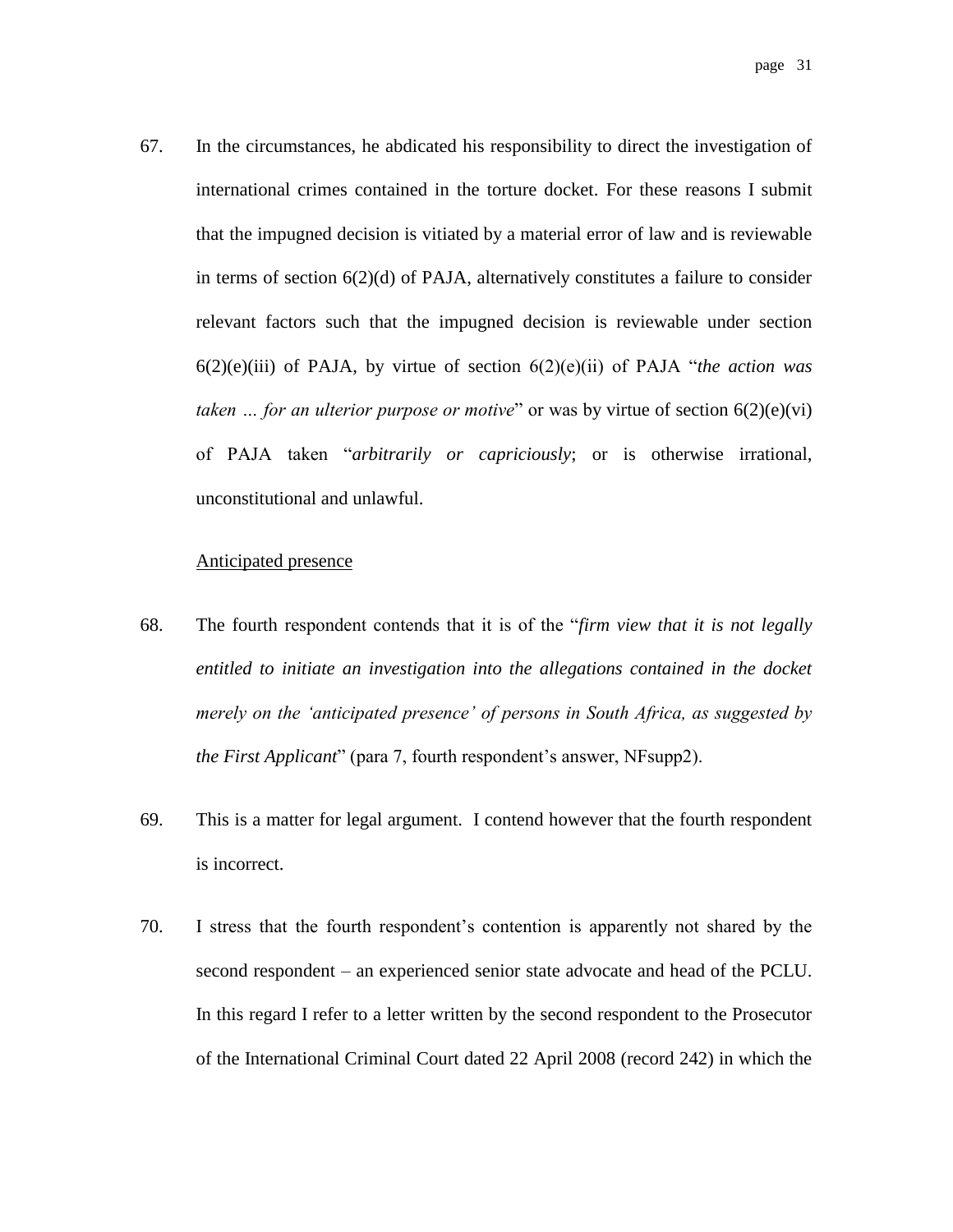67. In the circumstances, he abdicated his responsibility to direct the investigation of international crimes contained in the torture docket. For these reasons I submit that the impugned decision is vitiated by a material error of law and is reviewable in terms of section 6(2)(d) of PAJA, alternatively constitutes a failure to consider relevant factors such that the impugned decision is reviewable under section 6(2)(e)(iii) of PAJA, by virtue of section 6(2)(e)(ii) of PAJA "*the action was taken … for an ulterior purpose or motive*" or was by virtue of section 6(2)(e)(vi) of PAJA taken "*arbitrarily or capriciously*; or is otherwise irrational, unconstitutional and unlawful.

<u>Anticipated presence</u>

68. The fourth respondent contends that it is of the "*firm view that it is not legally entitled to initiate an investigation into the allegations contained in the docket merely on the 'anticipated presence' of persons in South Africa, as suggested by the First Applicant*" (para 7, fourth respondent's answer, NFsupp2).

69. This is a matter for legal argument. I contend however that the fourth respondent is incorrect.

70. I stress that the fourth respondent's contention is apparently not shared by the second respondent – an experienced senior state advocate and head of the PCLU. In this regard I refer to a letter written by the second respondent to the Prosecutor of the International Criminal Court dated 22 April 2008 (record 242) in which the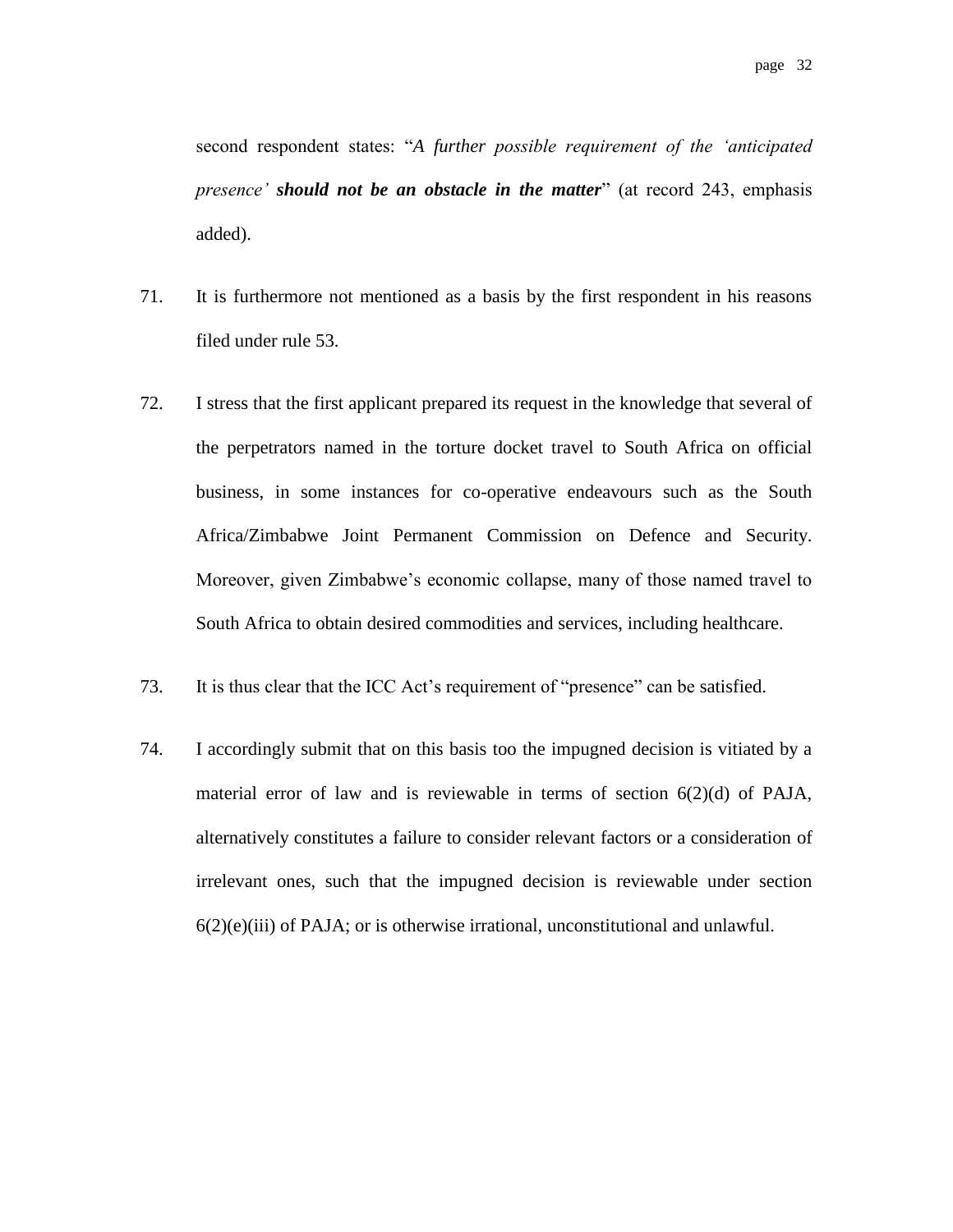second respondent states: "*A further possible requirement of the 'anticipated presence'* ***should not be an obstacle in the matter***" (at record 243, emphasis added).

71. It is furthermore not mentioned as a basis by the first respondent in his reasons filed under rule 53.

72. I stress that the first applicant prepared its request in the knowledge that several of the perpetrators named in the torture docket travel to South Africa on official business, in some instances for co-operative endeavours such as the South Africa/Zimbabwe Joint Permanent Commission on Defence and Security. Moreover, given Zimbabwe's economic collapse, many of those named travel to South Africa to obtain desired commodities and services, including healthcare.

73. It is thus clear that the ICC Act's requirement of "presence" can be satisfied.

74. I accordingly submit that on this basis too the impugned decision is vitiated by a material error of law and is reviewable in terms of section 6(2)(d) of PAJA, alternatively constitutes a failure to consider relevant factors or a consideration of irrelevant ones, such that the impugned decision is reviewable under section 6(2)(e)(iii) of PAJA; or is otherwise irrational, unconstitutional and unlawful.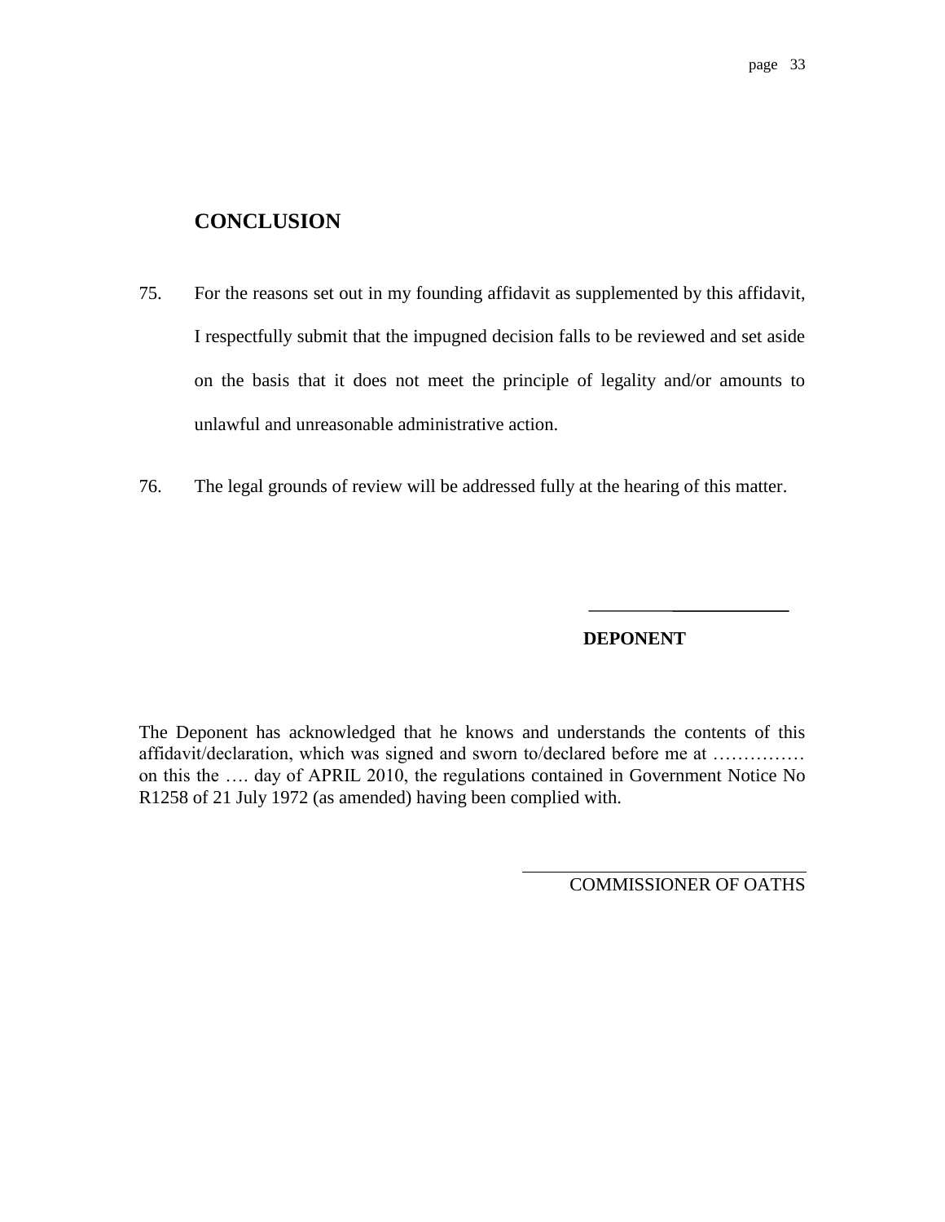## CONCLUSION

75. For the reasons set out in my founding affidavit as supplemented by this affidavit, I respectfully submit that the impugned decision falls to be reviewed and set aside on the basis that it does not meet the principle of legality and/or amounts to unlawful and unreasonable administrative action.

76. The legal grounds of review will be addressed fully at the hearing of this matter.

\_\_\_\_\_\_\_\_\_\_\_\_\_\_\_\_\_\_\_\_

**DEPONENT**

The Deponent has acknowledged that he knows and understands the contents of this affidavit/declaration, which was signed and sworn to/declared before me at …………… on this the …. day of APRIL 2010, the regulations contained in Government Notice No R1258 of 21 July 1972 (as amended) having been complied with.

\_\_\_\_\_\_\_\_\_\_\_\_\_\_\_\_\_\_\_\_\_\_\_\_\_\_\_\_

COMMISSIONER OF OATHS